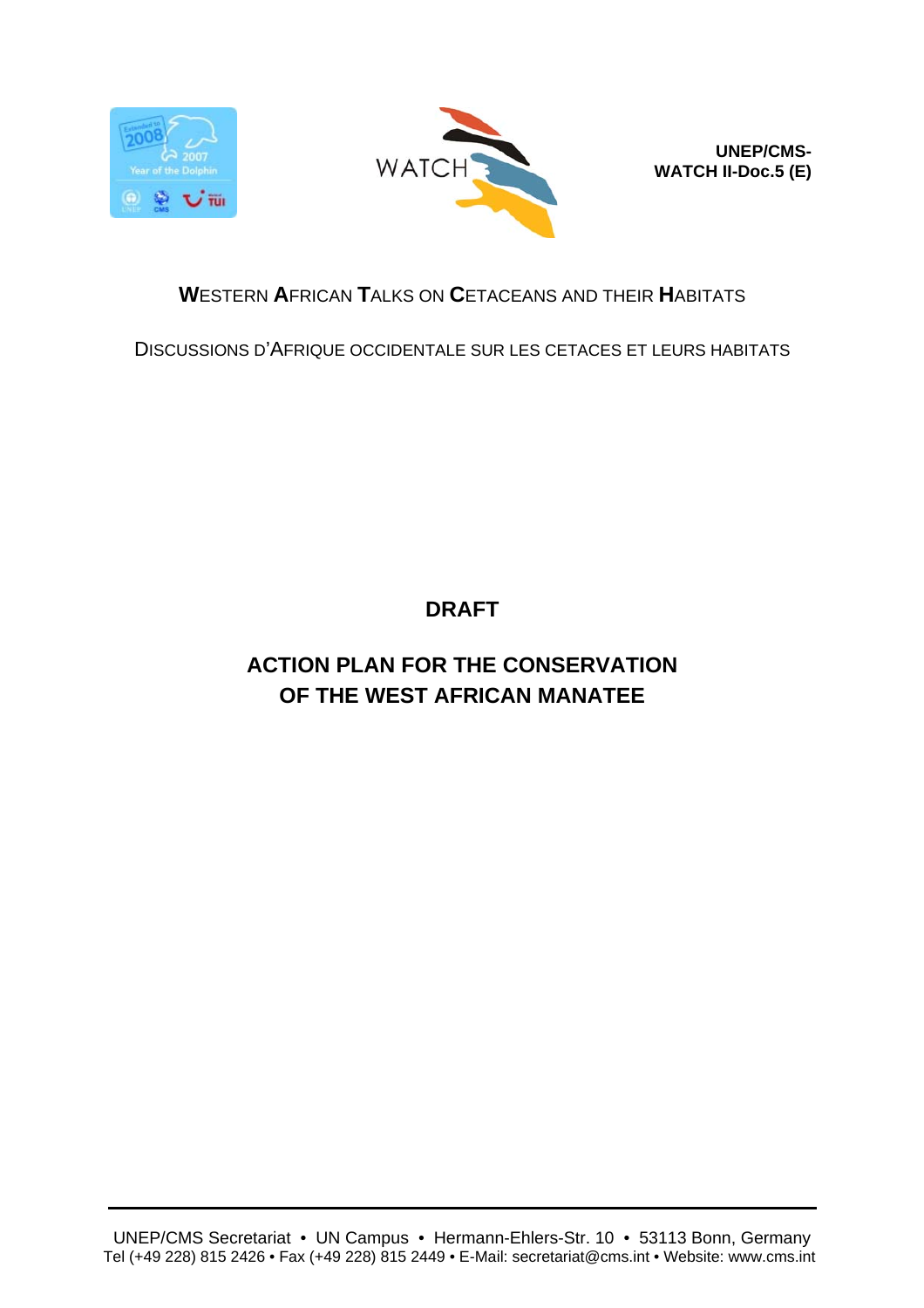UNEP/CMS-WATCH II-Doc.5 (E)

WESTERN AFRICAN TALKS ON CETACEANS AND THEIR HABITATS

DISCUSSIONS D'AFRIQUE OCCIDENTALE SUR LES CETACES ET LEURS HABITATS

**DRAFT**

# ACTION PLAN FOR THE CONSERVATION OF THE WEST AFRICAN MANATEE

UNEP/CMS Secretariat • UN Campus • Hermann-Ehlers-Str. 10 • 53113 Bonn, Germany
Tel (+49 228) 815 2426 • Fax (+49 228) 815 2449 • E-Mail: secretariat@cms.int • Website: www.cms.int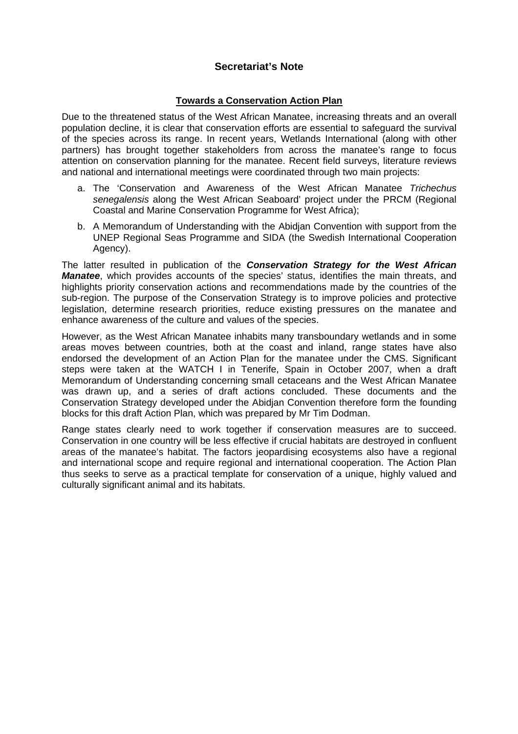## Secretariat's Note

### <u>Towards a Conservation Action Plan</u>

Due to the threatened status of the West African Manatee, increasing threats and an overall population decline, it is clear that conservation efforts are essential to safeguard the survival of the species across its range. In recent years, Wetlands International (along with other partners) has brought together stakeholders from across the manatee's range to focus attention on conservation planning for the manatee. Recent field surveys, literature reviews and national and international meetings were coordinated through two main projects:

a. The 'Conservation and Awareness of the West African Manatee *Trichechus senegalensis* along the West African Seaboard' project under the PRCM (Regional Coastal and Marine Conservation Programme for West Africa);

b. A Memorandum of Understanding with the Abidjan Convention with support from the UNEP Regional Seas Programme and SIDA (the Swedish International Cooperation Agency).

The latter resulted in publication of the ***Conservation Strategy for the West African Manatee***, which provides accounts of the species' status, identifies the main threats, and highlights priority conservation actions and recommendations made by the countries of the sub-region. The purpose of the Conservation Strategy is to improve policies and protective legislation, determine research priorities, reduce existing pressures on the manatee and enhance awareness of the culture and values of the species.

However, as the West African Manatee inhabits many transboundary wetlands and in some areas moves between countries, both at the coast and inland, range states have also endorsed the development of an Action Plan for the manatee under the CMS. Significant steps were taken at the WATCH I in Tenerife, Spain in October 2007, when a draft Memorandum of Understanding concerning small cetaceans and the West African Manatee was drawn up, and a series of draft actions concluded. These documents and the Conservation Strategy developed under the Abidjan Convention therefore form the founding blocks for this draft Action Plan, which was prepared by Mr Tim Dodman.

Range states clearly need to work together if conservation measures are to succeed. Conservation in one country will be less effective if crucial habitats are destroyed in confluent areas of the manatee's habitat. The factors jeopardising ecosystems also have a regional and international scope and require regional and international cooperation. The Action Plan thus seeks to serve as a practical template for conservation of a unique, highly valued and culturally significant animal and its habitats.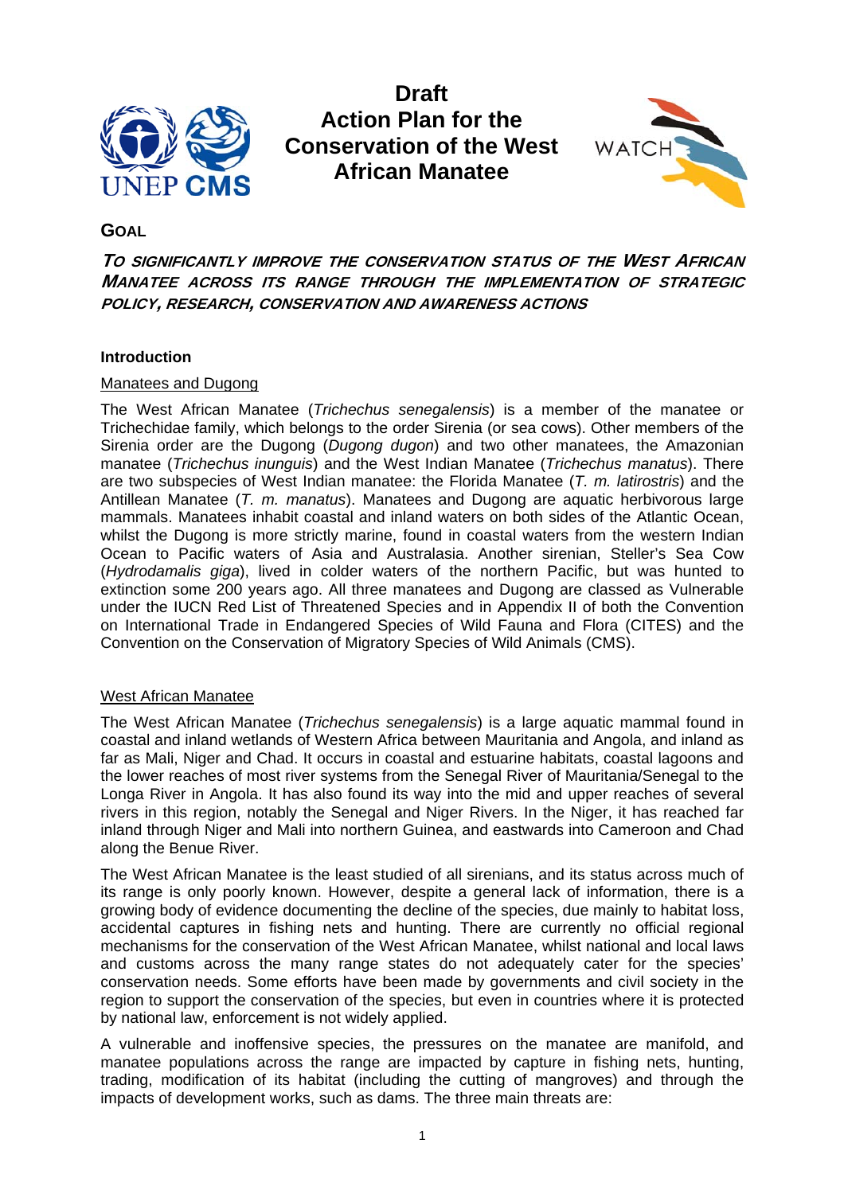# Draft Action Plan for the Conservation of the West African Manatee

## GOAL

***TO SIGNIFICANTLY IMPROVE THE CONSERVATION STATUS OF THE WEST AFRICAN MANATEE ACROSS ITS RANGE THROUGH THE IMPLEMENTATION OF STRATEGIC POLICY, RESEARCH, CONSERVATION AND AWARENESS ACTIONS***

### Introduction

#### Manatees and Dugong

The West African Manatee (*Trichechus senegalensis*) is a member of the manatee or Trichechidae family, which belongs to the order Sirenia (or sea cows). Other members of the Sirenia order are the Dugong (*Dugong dugon*) and two other manatees, the Amazonian manatee (*Trichechus inunguis*) and the West Indian Manatee (*Trichechus manatus*). There are two subspecies of West Indian manatee: the Florida Manatee (*T. m. latirostris*) and the Antillean Manatee (*T. m. manatus*). Manatees and Dugong are aquatic herbivorous large mammals. Manatees inhabit coastal and inland waters on both sides of the Atlantic Ocean, whilst the Dugong is more strictly marine, found in coastal waters from the western Indian Ocean to Pacific waters of Asia and Australasia. Another sirenian, Steller's Sea Cow (*Hydrodamalis giga*), lived in colder waters of the northern Pacific, but was hunted to extinction some 200 years ago. All three manatees and Dugong are classed as Vulnerable under the IUCN Red List of Threatened Species and in Appendix II of both the Convention on International Trade in Endangered Species of Wild Fauna and Flora (CITES) and the Convention on the Conservation of Migratory Species of Wild Animals (CMS).

#### West African Manatee

The West African Manatee (*Trichechus senegalensis*) is a large aquatic mammal found in coastal and inland wetlands of Western Africa between Mauritania and Angola, and inland as far as Mali, Niger and Chad. It occurs in coastal and estuarine habitats, coastal lagoons and the lower reaches of most river systems from the Senegal River of Mauritania/Senegal to the Longa River in Angola. It has also found its way into the mid and upper reaches of several rivers in this region, notably the Senegal and Niger Rivers. In the Niger, it has reached far inland through Niger and Mali into northern Guinea, and eastwards into Cameroon and Chad along the Benue River.

The West African Manatee is the least studied of all sirenians, and its status across much of its range is only poorly known. However, despite a general lack of information, there is a growing body of evidence documenting the decline of the species, due mainly to habitat loss, accidental captures in fishing nets and hunting. There are currently no official regional mechanisms for the conservation of the West African Manatee, whilst national and local laws and customs across the many range states do not adequately cater for the species' conservation needs. Some efforts have been made by governments and civil society in the region to support the conservation of the species, but even in countries where it is protected by national law, enforcement is not widely applied.

A vulnerable and inoffensive species, the pressures on the manatee are manifold, and manatee populations across the range are impacted by capture in fishing nets, hunting, trading, modification of its habitat (including the cutting of mangroves) and through the impacts of development works, such as dams. The three main threats are: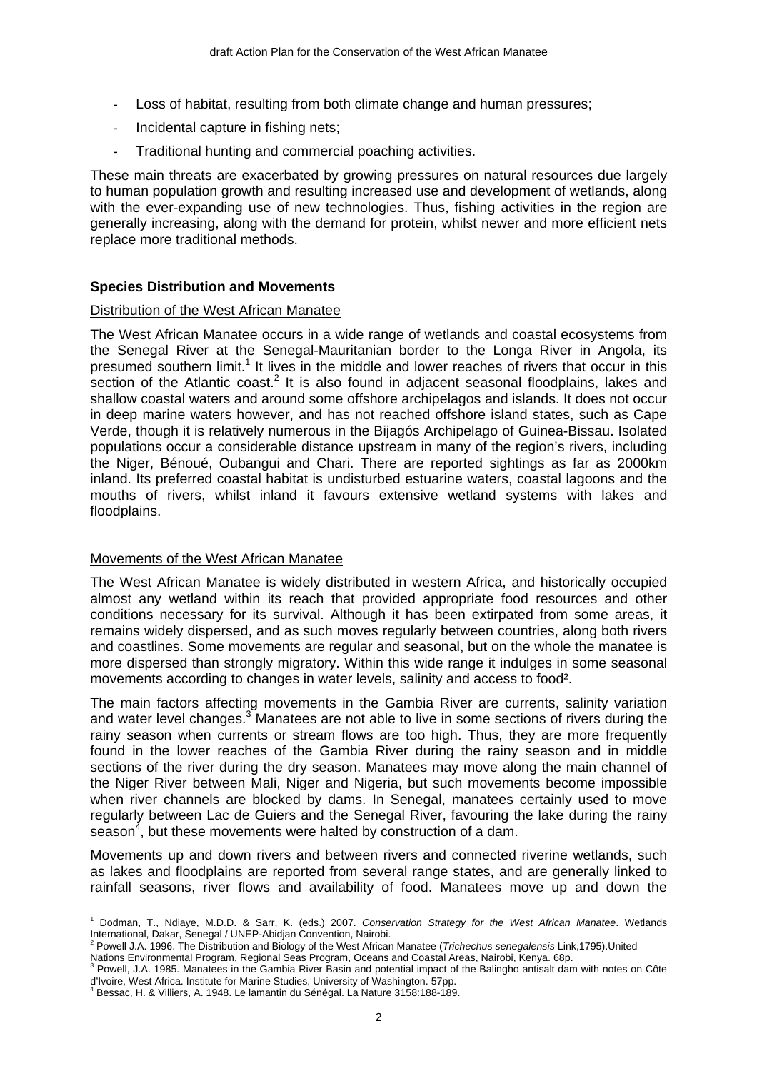- Loss of habitat, resulting from both climate change and human pressures;
- Incidental capture in fishing nets;
- Traditional hunting and commercial poaching activities.

These main threats are exacerbated by growing pressures on natural resources due largely to human population growth and resulting increased use and development of wetlands, along with the ever-expanding use of new technologies. Thus, fishing activities in the region are generally increasing, along with the demand for protein, whilst newer and more efficient nets replace more traditional methods.

**Species Distribution and Movements**

Distribution of the West African Manatee

The West African Manatee occurs in a wide range of wetlands and coastal ecosystems from the Senegal River at the Senegal-Mauritanian border to the Longa River in Angola, its presumed southern limit.[1] It lives in the middle and lower reaches of rivers that occur in this section of the Atlantic coast.[2] It is also found in adjacent seasonal floodplains, lakes and shallow coastal waters and around some offshore archipelagos and islands. It does not occur in deep marine waters however, and has not reached offshore island states, such as Cape Verde, though it is relatively numerous in the Bijagós Archipelago of Guinea-Bissau. Isolated populations occur a considerable distance upstream in many of the region's rivers, including the Niger, Bénoué, Oubangui and Chari. There are reported sightings as far as 2000km inland. Its preferred coastal habitat is undisturbed estuarine waters, coastal lagoons and the mouths of rivers, whilst inland it favours extensive wetland systems with lakes and floodplains.

Movements of the West African Manatee

The West African Manatee is widely distributed in western Africa, and historically occupied almost any wetland within its reach that provided appropriate food resources and other conditions necessary for its survival. Although it has been extirpated from some areas, it remains widely dispersed, and as such moves regularly between countries, along both rivers and coastlines. Some movements are regular and seasonal, but on the whole the manatee is more dispersed than strongly migratory. Within this wide range it indulges in some seasonal movements according to changes in water levels, salinity and access to food[2].

The main factors affecting movements in the Gambia River are currents, salinity variation and water level changes.[3] Manatees are not able to live in some sections of rivers during the rainy season when currents or stream flows are too high. Thus, they are more frequently found in the lower reaches of the Gambia River during the rainy season and in middle sections of the river during the dry season. Manatees may move along the main channel of the Niger River between Mali, Niger and Nigeria, but such movements become impossible when river channels are blocked by dams. In Senegal, manatees certainly used to move regularly between Lac de Guiers and the Senegal River, favouring the lake during the rainy season[4], but these movements were halted by construction of a dam.

Movements up and down rivers and between rivers and connected riverine wetlands, such as lakes and floodplains are reported from several range states, and are generally linked to rainfall seasons, river flows and availability of food. Manatees move up and down the

---

[1] Dodman, T., Ndiaye, M.D.D. & Sarr, K. (eds.) 2007. *Conservation Strategy for the West African Manatee*. Wetlands International, Dakar, Senegal / UNEP-Abidjan Convention, Nairobi.

[2] Powell J.A. 1996. The Distribution and Biology of the West African Manatee (*Trichechus senegalensis* Link,1795).United Nations Environmental Program, Regional Seas Program, Oceans and Coastal Areas, Nairobi, Kenya. 68p.

[3] Powell, J.A. 1985. Manatees in the Gambia River Basin and potential impact of the Balingho antisalt dam with notes on Côte d'Ivoire, West Africa. Institute for Marine Studies, University of Washington. 57pp.

[4] Bessac, H. & Villiers, A. 1948. Le lamantin du Sénégal. La Nature 3158:188-189.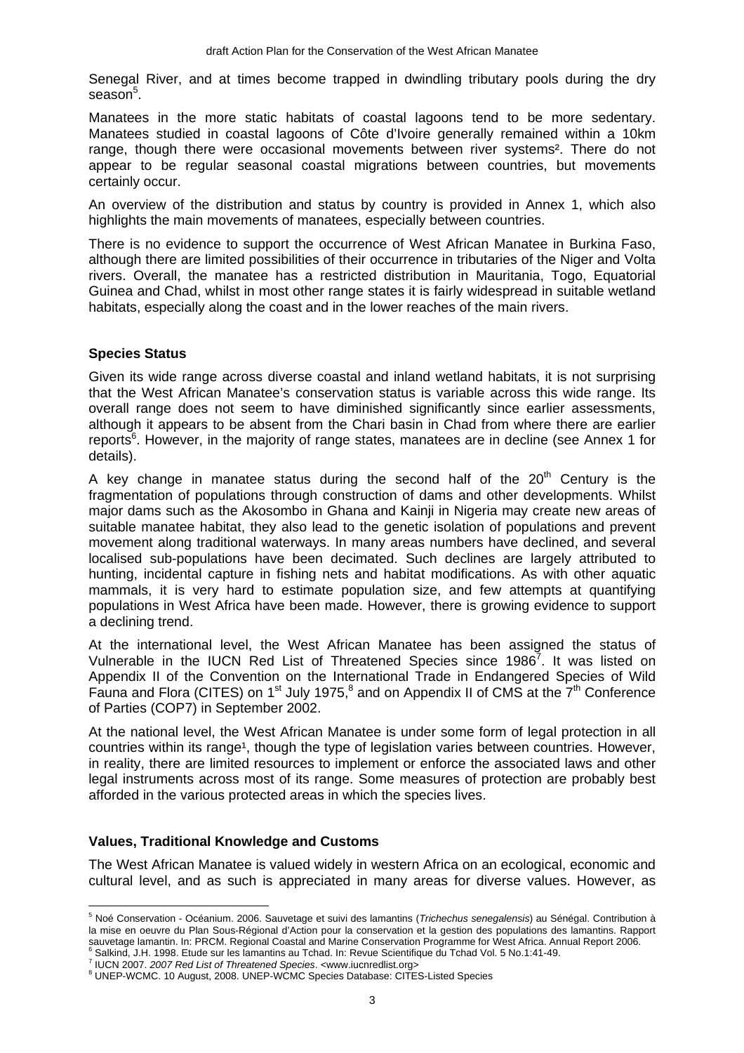Senegal River, and at times become trapped in dwindling tributary pools during the dry season[5].

Manatees in the more static habitats of coastal lagoons tend to be more sedentary. Manatees studied in coastal lagoons of Côte d'Ivoire generally remained within a 10km range, though there were occasional movements between river systems[2]. There do not appear to be regular seasonal coastal migrations between countries, but movements certainly occur.

An overview of the distribution and status by country is provided in Annex 1, which also highlights the main movements of manatees, especially between countries.

There is no evidence to support the occurrence of West African Manatee in Burkina Faso, although there are limited possibilities of their occurrence in tributaries of the Niger and Volta rivers. Overall, the manatee has a restricted distribution in Mauritania, Togo, Equatorial Guinea and Chad, whilst in most other range states it is fairly widespread in suitable wetland habitats, especially along the coast and in the lower reaches of the main rivers.

## Species Status

Given its wide range across diverse coastal and inland wetland habitats, it is not surprising that the West African Manatee's conservation status is variable across this wide range. Its overall range does not seem to have diminished significantly since earlier assessments, although it appears to be absent from the Chari basin in Chad from where there are earlier reports[6]. However, in the majority of range states, manatees are in decline (see Annex 1 for details).

A key change in manatee status during the second half of the 20th Century is the fragmentation of populations through construction of dams and other developments. Whilst major dams such as the Akosombo in Ghana and Kainji in Nigeria may create new areas of suitable manatee habitat, they also lead to the genetic isolation of populations and prevent movement along traditional waterways. In many areas numbers have declined, and several localised sub-populations have been decimated. Such declines are largely attributed to hunting, incidental capture in fishing nets and habitat modifications. As with other aquatic mammals, it is very hard to estimate population size, and few attempts at quantifying populations in West Africa have been made. However, there is growing evidence to support a declining trend.

At the international level, the West African Manatee has been assigned the status of Vulnerable in the IUCN Red List of Threatened Species since 1986[7]. It was listed on Appendix II of the Convention on the International Trade in Endangered Species of Wild Fauna and Flora (CITES) on 1st July 1975,[8] and on Appendix II of CMS at the 7th Conference of Parties (COP7) in September 2002.

At the national level, the West African Manatee is under some form of legal protection in all countries within its range[1], though the type of legislation varies between countries. However, in reality, there are limited resources to implement or enforce the associated laws and other legal instruments across most of its range. Some measures of protection are probably best afforded in the various protected areas in which the species lives.

## Values, Traditional Knowledge and Customs

The West African Manatee is valued widely in western Africa on an ecological, economic and cultural level, and as such is appreciated in many areas for diverse values. However, as

---

[5] Noé Conservation - Océanium. 2006. Sauvetage et suivi des lamantins (*Trichechus senegalensis*) au Sénégal. Contribution à la mise en oeuvre du Plan Sous-Régional d'Action pour la conservation et la gestion des populations des lamantins. Rapport sauvetage lamantin. In: PRCM. Regional Coastal and Marine Conservation Programme for West Africa. Annual Report 2006.

[6] Salkind, J.H. 1998. Etude sur les lamantins au Tchad. In: Revue Scientifique du Tchad Vol. 5 No.1:41-49.

[7] IUCN 2007. *2007 Red List of Threatened Species*. <www.iucnredlist.org>

[8] UNEP-WCMC. 10 August, 2008. UNEP-WCMC Species Database: CITES-Listed Species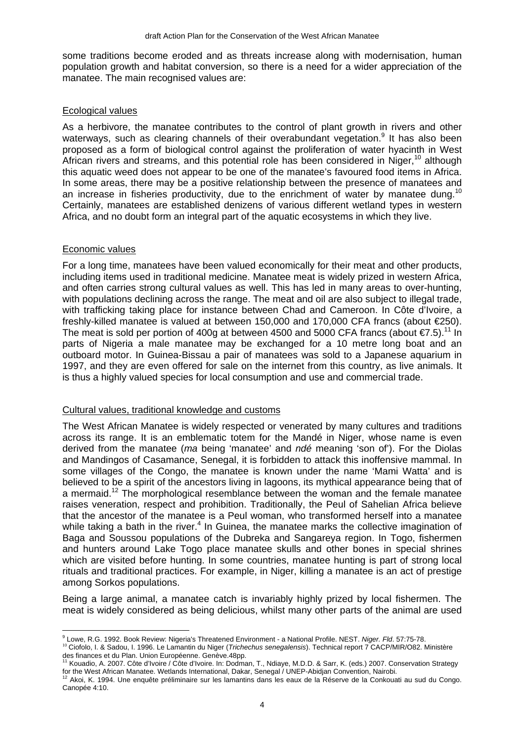some traditions become eroded and as threats increase along with modernisation, human population growth and habitat conversion, so there is a need for a wider appreciation of the manatee. The main recognised values are:

### Ecological values

As a herbivore, the manatee contributes to the control of plant growth in rivers and other waterways, such as clearing channels of their overabundant vegetation.[9] It has also been proposed as a form of biological control against the proliferation of water hyacinth in West African rivers and streams, and this potential role has been considered in Niger,[10] although this aquatic weed does not appear to be one of the manatee's favoured food items in Africa. In some areas, there may be a positive relationship between the presence of manatees and an increase in fisheries productivity, due to the enrichment of water by manatee dung.[10] Certainly, manatees are established denizens of various different wetland types in western Africa, and no doubt form an integral part of the aquatic ecosystems in which they live.

### Economic values

For a long time, manatees have been valued economically for their meat and other products, including items used in traditional medicine. Manatee meat is widely prized in western Africa, and often carries strong cultural values as well. This has led in many areas to over-hunting, with populations declining across the range. The meat and oil are also subject to illegal trade, with trafficking taking place for instance between Chad and Cameroon. In Côte d'Ivoire, a freshly-killed manatee is valued at between 150,000 and 170,000 CFA francs (about €250). The meat is sold per portion of 400g at between 4500 and 5000 CFA francs (about €7.5).[11] In parts of Nigeria a male manatee may be exchanged for a 10 metre long boat and an outboard motor. In Guinea-Bissau a pair of manatees was sold to a Japanese aquarium in 1997, and they are even offered for sale on the internet from this country, as live animals. It is thus a highly valued species for local consumption and use and commercial trade.

### Cultural values, traditional knowledge and customs

The West African Manatee is widely respected or venerated by many cultures and traditions across its range. It is an emblematic totem for the Mandé in Niger, whose name is even derived from the manatee (*ma* being 'manatee' and *ndé* meaning 'son of'). For the Diolas and Mandingos of Casamance, Senegal, it is forbidden to attack this inoffensive mammal. In some villages of the Congo, the manatee is known under the name 'Mami Watta' and is believed to be a spirit of the ancestors living in lagoons, its mythical appearance being that of a mermaid.[12] The morphological resemblance between the woman and the female manatee raises veneration, respect and prohibition. Traditionally, the Peul of Sahelian Africa believe that the ancestor of the manatee is a Peul woman, who transformed herself into a manatee while taking a bath in the river.[4] In Guinea, the manatee marks the collective imagination of Baga and Soussou populations of the Dubreka and Sangareya region. In Togo, fishermen and hunters around Lake Togo place manatee skulls and other bones in special shrines which are visited before hunting. In some countries, manatee hunting is part of strong local rituals and traditional practices. For example, in Niger, killing a manatee is an act of prestige among Sorkos populations.

Being a large animal, a manatee catch is invariably highly prized by local fishermen. The meat is widely considered as being delicious, whilst many other parts of the animal are used

---

[9] Lowe, R.G. 1992. Book Review: Nigeria's Threatened Environment - a National Profile. NEST. *Niger. Fld*. 57:75-78.

[10] Ciofolo, I. & Sadou, I. 1996. Le Lamantin du Niger (*Trichechus senegalensis*). Technical report 7 CACP/MIR/O82. Ministère des finances et du Plan. Union Européenne. Genève.48pp.

[11] Kouadio, A. 2007. Côte d'Ivoire / Côte d'Ivoire. In: Dodman, T., Ndiaye, M.D.D. & Sarr, K. (eds.) 2007. Conservation Strategy for the West African Manatee. Wetlands International, Dakar, Senegal / UNEP-Abidjan Convention, Nairobi.

[12] Akoi, K. 1994. Une enquête préliminaire sur les lamantins dans les eaux de la Réserve de la Conkouati au sud du Congo. Canopée 4:10.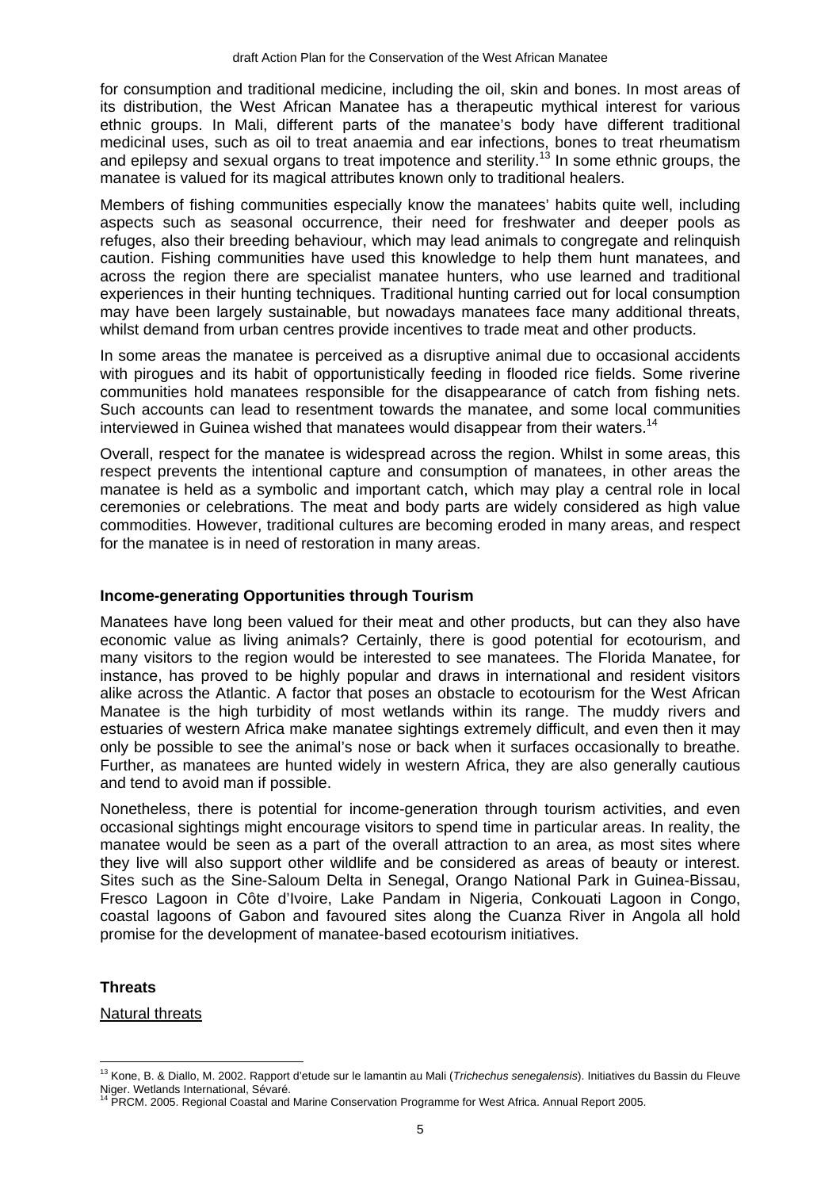for consumption and traditional medicine, including the oil, skin and bones. In most areas of its distribution, the West African Manatee has a therapeutic mythical interest for various ethnic groups. In Mali, different parts of the manatee's body have different traditional medicinal uses, such as oil to treat anaemia and ear infections, bones to treat rheumatism and epilepsy and sexual organs to treat impotence and sterility.[13] In some ethnic groups, the manatee is valued for its magical attributes known only to traditional healers.

Members of fishing communities especially know the manatees' habits quite well, including aspects such as seasonal occurrence, their need for freshwater and deeper pools as refuges, also their breeding behaviour, which may lead animals to congregate and relinquish caution. Fishing communities have used this knowledge to help them hunt manatees, and across the region there are specialist manatee hunters, who use learned and traditional experiences in their hunting techniques. Traditional hunting carried out for local consumption may have been largely sustainable, but nowadays manatees face many additional threats, whilst demand from urban centres provide incentives to trade meat and other products.

In some areas the manatee is perceived as a disruptive animal due to occasional accidents with pirogues and its habit of opportunistically feeding in flooded rice fields. Some riverine communities hold manatees responsible for the disappearance of catch from fishing nets. Such accounts can lead to resentment towards the manatee, and some local communities interviewed in Guinea wished that manatees would disappear from their waters.[14]

Overall, respect for the manatee is widespread across the region. Whilst in some areas, this respect prevents the intentional capture and consumption of manatees, in other areas the manatee is held as a symbolic and important catch, which may play a central role in local ceremonies or celebrations. The meat and body parts are widely considered as high value commodities. However, traditional cultures are becoming eroded in many areas, and respect for the manatee is in need of restoration in many areas.

**Income-generating Opportunities through Tourism**

Manatees have long been valued for their meat and other products, but can they also have economic value as living animals? Certainly, there is good potential for ecotourism, and many visitors to the region would be interested to see manatees. The Florida Manatee, for instance, has proved to be highly popular and draws in international and resident visitors alike across the Atlantic. A factor that poses an obstacle to ecotourism for the West African Manatee is the high turbidity of most wetlands within its range. The muddy rivers and estuaries of western Africa make manatee sightings extremely difficult, and even then it may only be possible to see the animal's nose or back when it surfaces occasionally to breathe. Further, as manatees are hunted widely in western Africa, they are also generally cautious and tend to avoid man if possible.

Nonetheless, there is potential for income-generation through tourism activities, and even occasional sightings might encourage visitors to spend time in particular areas. In reality, the manatee would be seen as a part of the overall attraction to an area, as most sites where they live will also support other wildlife and be considered as areas of beauty or interest. Sites such as the Sine-Saloum Delta in Senegal, Orango National Park in Guinea-Bissau, Fresco Lagoon in Côte d'Ivoire, Lake Pandam in Nigeria, Conkouati Lagoon in Congo, coastal lagoons of Gabon and favoured sites along the Cuanza River in Angola all hold promise for the development of manatee-based ecotourism initiatives.

**Threats**

<u>Natural threats</u>

---

[13] Kone, B. & Diallo, M. 2002. Rapport d'etude sur le lamantin au Mali (*Trichechus senegalensis*). Initiatives du Bassin du Fleuve Niger. Wetlands International, Sévaré.

[14] PRCM. 2005. Regional Coastal and Marine Conservation Programme for West Africa. Annual Report 2005.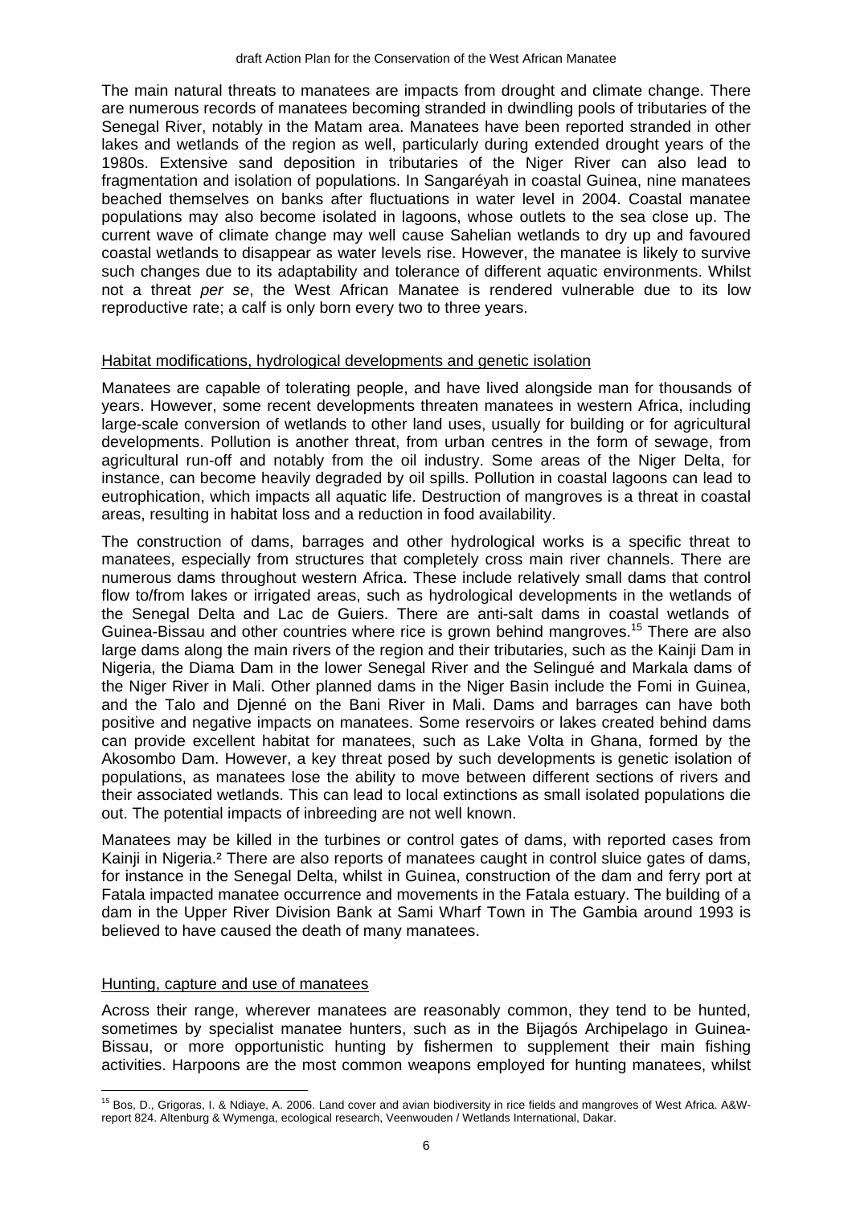The main natural threats to manatees are impacts from drought and climate change. There are numerous records of manatees becoming stranded in dwindling pools of tributaries of the Senegal River, notably in the Matam area. Manatees have been reported stranded in other lakes and wetlands of the region as well, particularly during extended drought years of the 1980s. Extensive sand deposition in tributaries of the Niger River can also lead to fragmentation and isolation of populations. In Sangaréyah in coastal Guinea, nine manatees beached themselves on banks after fluctuations in water level in 2004. Coastal manatee populations may also become isolated in lagoons, whose outlets to the sea close up. The current wave of climate change may well cause Sahelian wetlands to dry up and favoured coastal wetlands to disappear as water levels rise. However, the manatee is likely to survive such changes due to its adaptability and tolerance of different aquatic environments. Whilst not a threat *per se*, the West African Manatee is rendered vulnerable due to its low reproductive rate; a calf is only born every two to three years.

## Habitat modifications, hydrological developments and genetic isolation

Manatees are capable of tolerating people, and have lived alongside man for thousands of years. However, some recent developments threaten manatees in western Africa, including large-scale conversion of wetlands to other land uses, usually for building or for agricultural developments. Pollution is another threat, from urban centres in the form of sewage, from agricultural run-off and notably from the oil industry. Some areas of the Niger Delta, for instance, can become heavily degraded by oil spills. Pollution in coastal lagoons can lead to eutrophication, which impacts all aquatic life. Destruction of mangroves is a threat in coastal areas, resulting in habitat loss and a reduction in food availability.

The construction of dams, barrages and other hydrological works is a specific threat to manatees, especially from structures that completely cross main river channels. There are numerous dams throughout western Africa. These include relatively small dams that control flow to/from lakes or irrigated areas, such as hydrological developments in the wetlands of the Senegal Delta and Lac de Guiers. There are anti-salt dams in coastal wetlands of Guinea-Bissau and other countries where rice is grown behind mangroves.[15] There are also large dams along the main rivers of the region and their tributaries, such as the Kainji Dam in Nigeria, the Diama Dam in the lower Senegal River and the Selingué and Markala dams of the Niger River in Mali. Other planned dams in the Niger Basin include the Fomi in Guinea, and the Talo and Djenné on the Bani River in Mali. Dams and barrages can have both positive and negative impacts on manatees. Some reservoirs or lakes created behind dams can provide excellent habitat for manatees, such as Lake Volta in Ghana, formed by the Akosombo Dam. However, a key threat posed by such developments is genetic isolation of populations, as manatees lose the ability to move between different sections of rivers and their associated wetlands. This can lead to local extinctions as small isolated populations die out. The potential impacts of inbreeding are not well known.

Manatees may be killed in the turbines or control gates of dams, with reported cases from Kainji in Nigeria.[2] There are also reports of manatees caught in control sluice gates of dams, for instance in the Senegal Delta, whilst in Guinea, construction of the dam and ferry port at Fatala impacted manatee occurrence and movements in the Fatala estuary. The building of a dam in the Upper River Division Bank at Sami Wharf Town in The Gambia around 1993 is believed to have caused the death of many manatees.

## Hunting, capture and use of manatees

Across their range, wherever manatees are reasonably common, they tend to be hunted, sometimes by specialist manatee hunters, such as in the Bijagós Archipelago in Guinea-Bissau, or more opportunistic hunting by fishermen to supplement their main fishing activities. Harpoons are the most common weapons employed for hunting manatees, whilst

[15] Bos, D., Grigoras, I. & Ndiaye, A. 2006. Land cover and avian biodiversity in rice fields and mangroves of West Africa. A&W-report 824. Altenburg & Wymenga, ecological research, Veenwouden / Wetlands International, Dakar.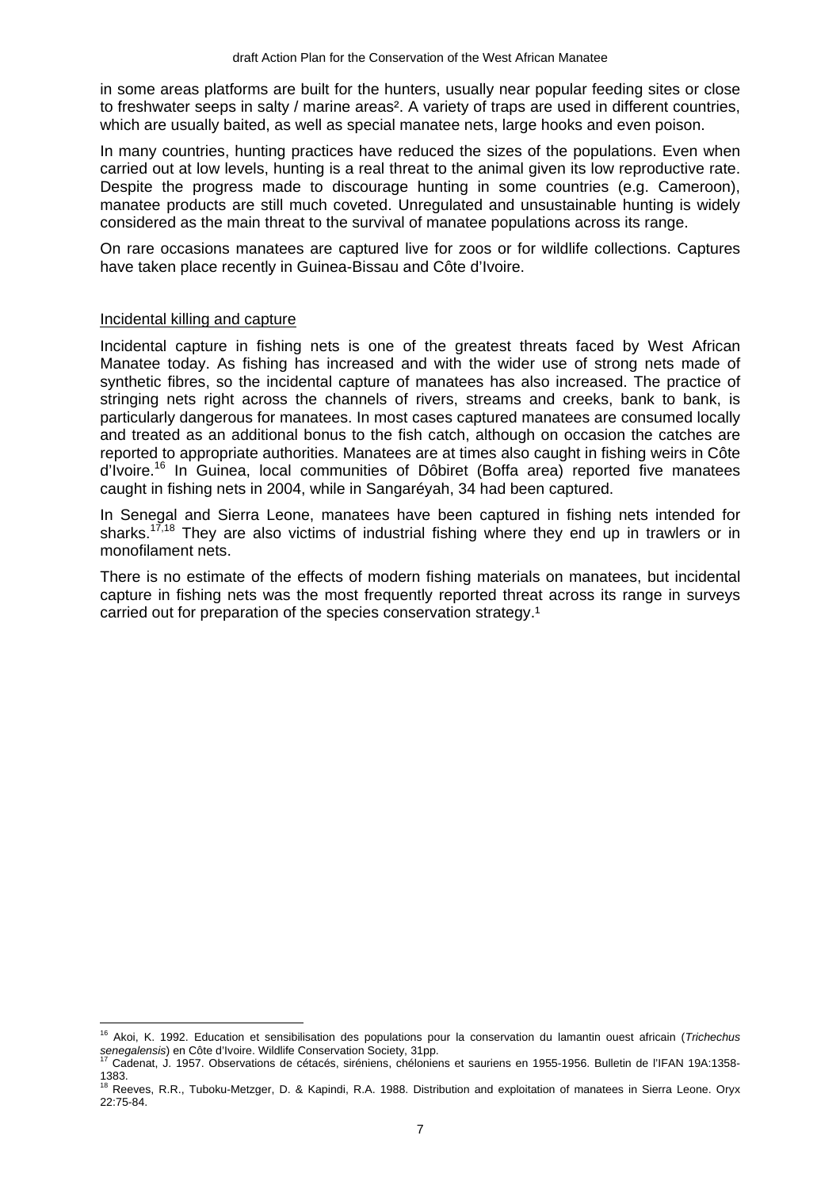in some areas platforms are built for the hunters, usually near popular feeding sites or close to freshwater seeps in salty / marine areas[2]. A variety of traps are used in different countries, which are usually baited, as well as special manatee nets, large hooks and even poison.

In many countries, hunting practices have reduced the sizes of the populations. Even when carried out at low levels, hunting is a real threat to the animal given its low reproductive rate. Despite the progress made to discourage hunting in some countries (e.g. Cameroon), manatee products are still much coveted. Unregulated and unsustainable hunting is widely considered as the main threat to the survival of manatee populations across its range.

On rare occasions manatees are captured live for zoos or for wildlife collections. Captures have taken place recently in Guinea-Bissau and Côte d'Ivoire.

<u>Incidental killing and capture</u>

Incidental capture in fishing nets is one of the greatest threats faced by West African Manatee today. As fishing has increased and with the wider use of strong nets made of synthetic fibres, so the incidental capture of manatees has also increased. The practice of stringing nets right across the channels of rivers, streams and creeks, bank to bank, is particularly dangerous for manatees. In most cases captured manatees are consumed locally and treated as an additional bonus to the fish catch, although on occasion the catches are reported to appropriate authorities. Manatees are at times also caught in fishing weirs in Côte d'Ivoire.[16] In Guinea, local communities of Dôbiret (Boffa area) reported five manatees caught in fishing nets in 2004, while in Sangaréyah, 34 had been captured.

In Senegal and Sierra Leone, manatees have been captured in fishing nets intended for sharks.[17,18] They are also victims of industrial fishing where they end up in trawlers or in monofilament nets.

There is no estimate of the effects of modern fishing materials on manatees, but incidental capture in fishing nets was the most frequently reported threat across its range in surveys carried out for preparation of the species conservation strategy.[1]

---

[16] Akoi, K. 1992. Education et sensibilisation des populations pour la conservation du lamantin ouest africain (*Trichechus senegalensis*) en Côte d'Ivoire. Wildlife Conservation Society, 31pp.

[17] Cadenat, J. 1957. Observations de cétacés, siréniens, chéloniens et sauriens en 1955-1956. Bulletin de l'IFAN 19A:1358-1383.

[18] Reeves, R.R., Tuboku-Metzger, D. & Kapindi, R.A. 1988. Distribution and exploitation of manatees in Sierra Leone. Oryx 22:75-84.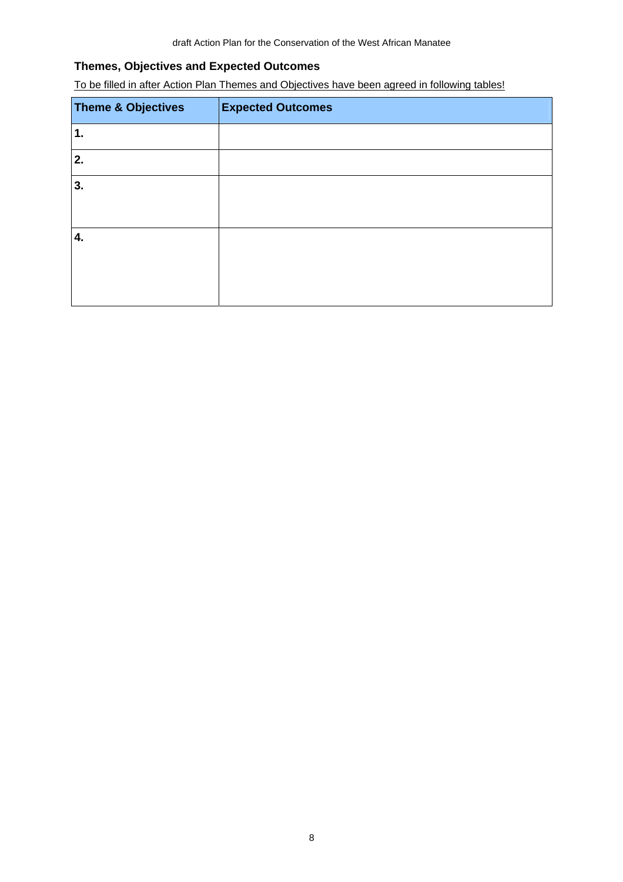## Themes, Objectives and Expected Outcomes

To be filled in after Action Plan Themes and Objectives have been agreed in following tables!

| Theme & Objectives | Expected Outcomes |
|---|---|
| **1.** | |
| **2.** | |
| **3.** | |
| **4.** | |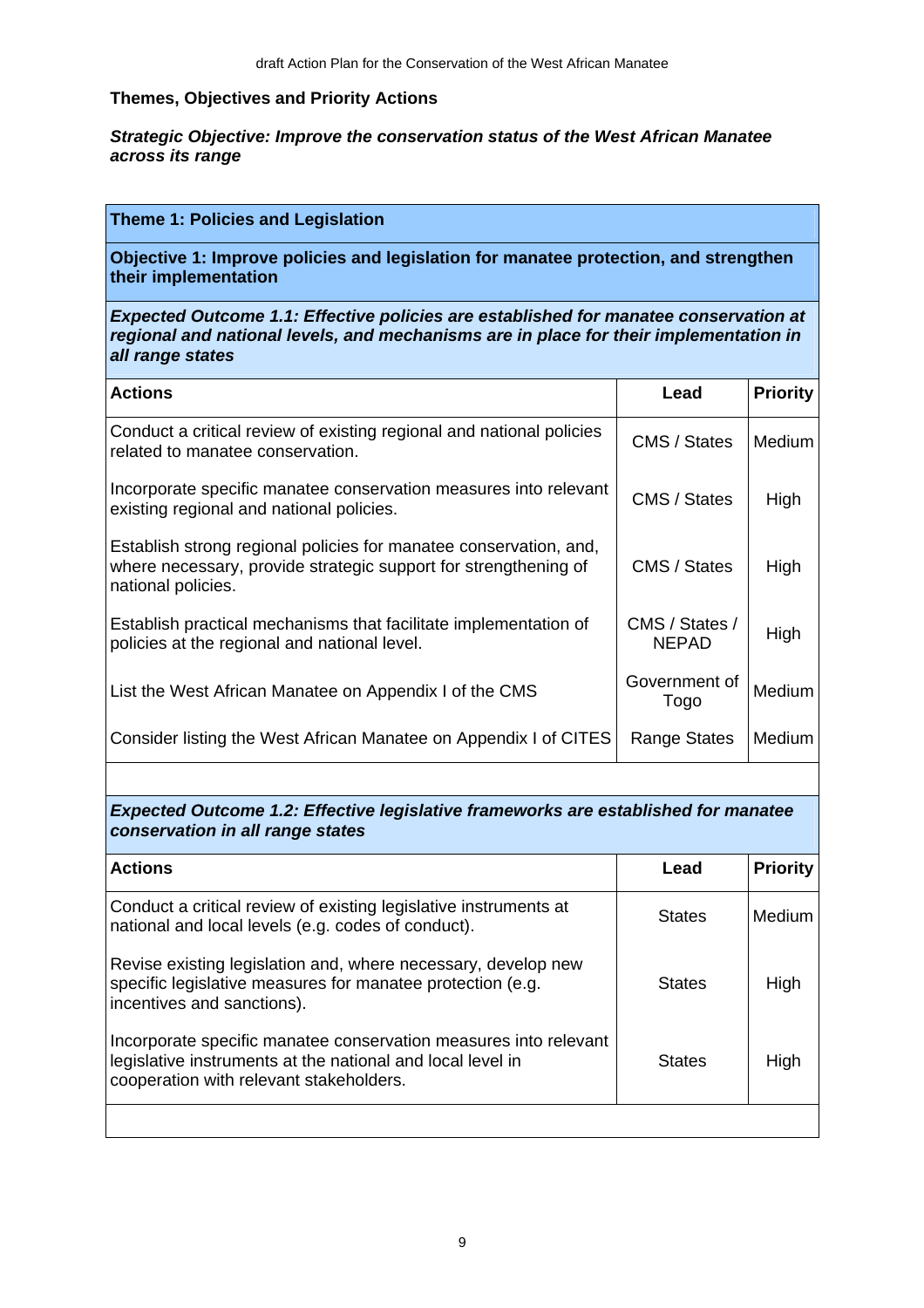## Themes, Objectives and Priority Actions

***Strategic Objective: Improve the conservation status of the West African Manatee across its range***

**Theme 1: Policies and Legislation**

**Objective 1: Improve policies and legislation for manatee protection, and strengthen their implementation**

***Expected Outcome 1.1: Effective policies are established for manatee conservation at regional and national levels, and mechanisms are in place for their implementation in all range states***

| Actions | Lead | Priority |
|---|---|---|
| Conduct a critical review of existing regional and national policies related to manatee conservation. | CMS / States | Medium |
| Incorporate specific manatee conservation measures into relevant existing regional and national policies. | CMS / States | High |
| Establish strong regional policies for manatee conservation, and, where necessary, provide strategic support for strengthening of national policies. | CMS / States | High |
| Establish practical mechanisms that facilitate implementation of policies at the regional and national level. | CMS / States / NEPAD | High |
| List the West African Manatee on Appendix I of the CMS | Government of Togo | Medium |
| Consider listing the West African Manatee on Appendix I of CITES | Range States | Medium |

***Expected Outcome 1.2: Effective legislative frameworks are established for manatee conservation in all range states***

| Actions | Lead | Priority |
|---|---|---|
| Conduct a critical review of existing legislative instruments at national and local levels (e.g. codes of conduct). | States | Medium |
| Revise existing legislation and, where necessary, develop new specific legislative measures for manatee protection (e.g. incentives and sanctions). | States | High |
| Incorporate specific manatee conservation measures into relevant legislative instruments at the national and local level in cooperation with relevant stakeholders. | States | High |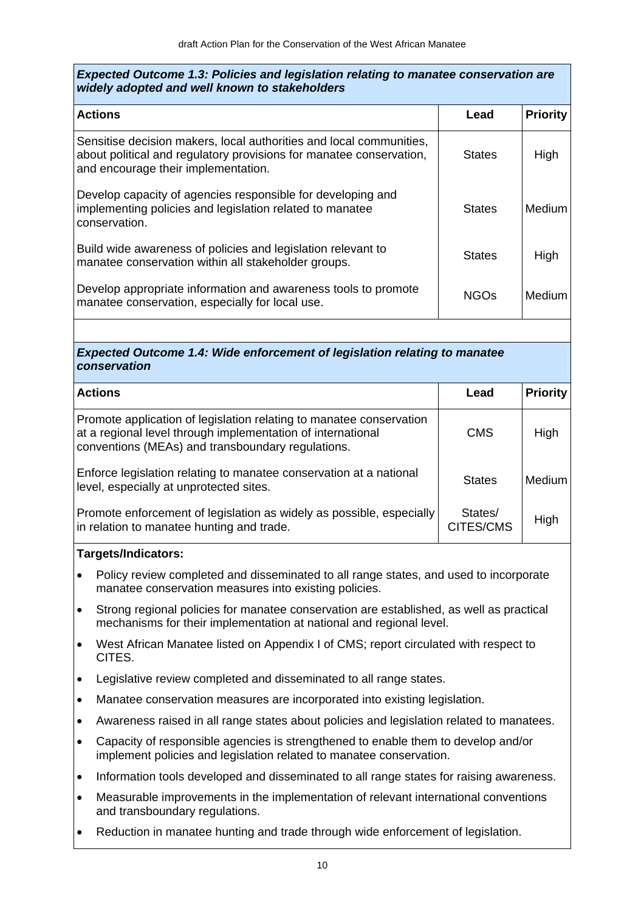***Expected Outcome 1.3: Policies and legislation relating to manatee conservation are widely adopted and well known to stakeholders***

| Actions | Lead | Priority |
|---|---|---|
| Sensitise decision makers, local authorities and local communities, about political and regulatory provisions for manatee conservation, and encourage their implementation. | States | High |
| Develop capacity of agencies responsible for developing and implementing policies and legislation related to manatee conservation. | States | Medium |
| Build wide awareness of policies and legislation relevant to manatee conservation within all stakeholder groups. | States | High |
| Develop appropriate information and awareness tools to promote manatee conservation, especially for local use. | NGOs | Medium |

***Expected Outcome 1.4: Wide enforcement of legislation relating to manatee conservation***

| Actions | Lead | Priority |
|---|---|---|
| Promote application of legislation relating to manatee conservation at a regional level through implementation of international conventions (MEAs) and transboundary regulations. | CMS | High |
| Enforce legislation relating to manatee conservation at a national level, especially at unprotected sites. | States | Medium |
| Promote enforcement of legislation as widely as possible, especially in relation to manatee hunting and trade. | States/ CITES/CMS | High |

**Targets/Indicators:**

- Policy review completed and disseminated to all range states, and used to incorporate manatee conservation measures into existing policies.
- Strong regional policies for manatee conservation are established, as well as practical mechanisms for their implementation at national and regional level.
- West African Manatee listed on Appendix I of CMS; report circulated with respect to CITES.
- Legislative review completed and disseminated to all range states.
- Manatee conservation measures are incorporated into existing legislation.
- Awareness raised in all range states about policies and legislation related to manatees.
- Capacity of responsible agencies is strengthened to enable them to develop and/or implement policies and legislation related to manatee conservation.
- Information tools developed and disseminated to all range states for raising awareness.
- Measurable improvements in the implementation of relevant international conventions and transboundary regulations.
- Reduction in manatee hunting and trade through wide enforcement of legislation.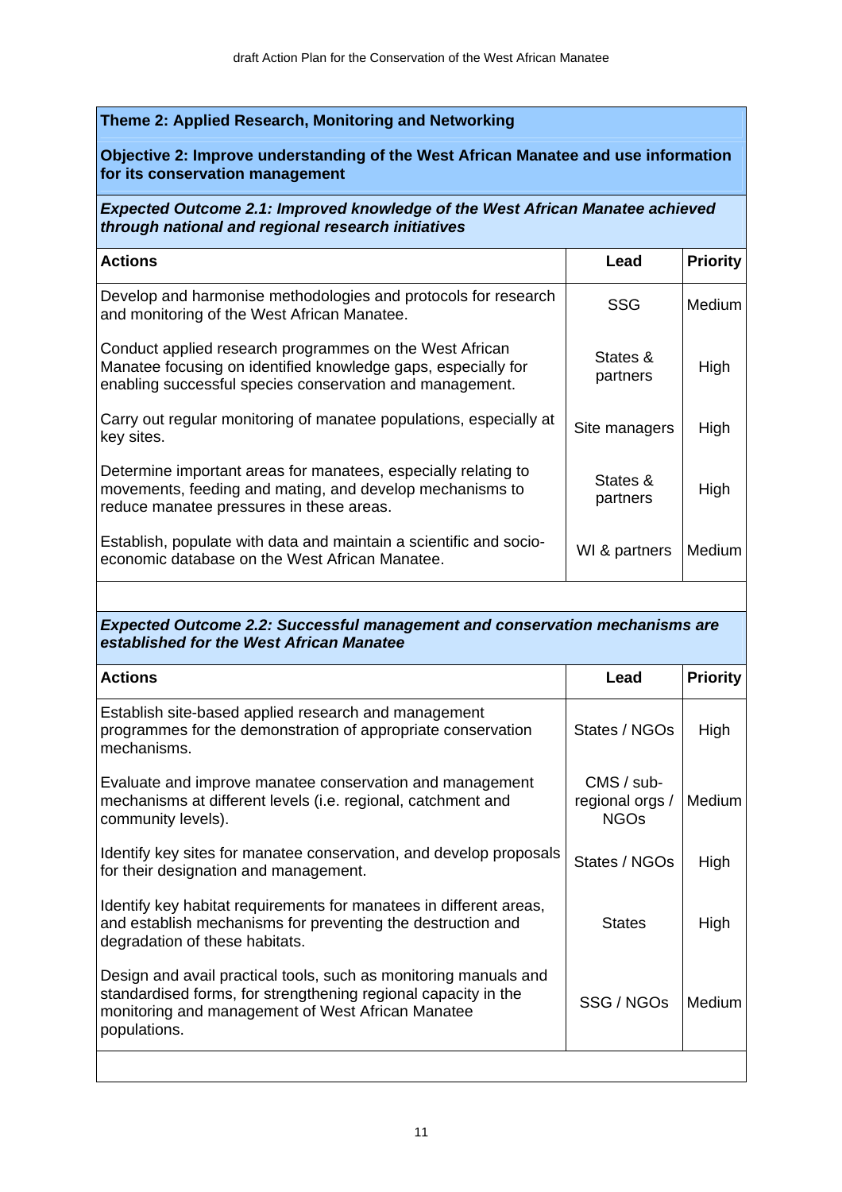## Theme 2: Applied Research, Monitoring and Networking

**Objective 2: Improve understanding of the West African Manatee and use information for its conservation management**

***Expected Outcome 2.1: Improved knowledge of the West African Manatee achieved through national and regional research initiatives***

| Actions | Lead | Priority |
|---|---|---|
| Develop and harmonise methodologies and protocols for research and monitoring of the West African Manatee. | SSG | Medium |
| Conduct applied research programmes on the West African Manatee focusing on identified knowledge gaps, especially for enabling successful species conservation and management. | States & partners | High |
| Carry out regular monitoring of manatee populations, especially at key sites. | Site managers | High |
| Determine important areas for manatees, especially relating to movements, feeding and mating, and develop mechanisms to reduce manatee pressures in these areas. | States & partners | High |
| Establish, populate with data and maintain a scientific and socio-economic database on the West African Manatee. | WI & partners | Medium |

***Expected Outcome 2.2: Successful management and conservation mechanisms are established for the West African Manatee***

| Actions | Lead | Priority |
|---|---|---|
| Establish site-based applied research and management programmes for the demonstration of appropriate conservation mechanisms. | States / NGOs | High |
| Evaluate and improve manatee conservation and management mechanisms at different levels (i.e. regional, catchment and community levels). | CMS / sub-regional orgs / NGOs | Medium |
| Identify key sites for manatee conservation, and develop proposals for their designation and management. | States / NGOs | High |
| Identify key habitat requirements for manatees in different areas, and establish mechanisms for preventing the destruction and degradation of these habitats. | States | High |
| Design and avail practical tools, such as monitoring manuals and standardised forms, for strengthening regional capacity in the monitoring and management of West African Manatee populations. | SSG / NGOs | Medium |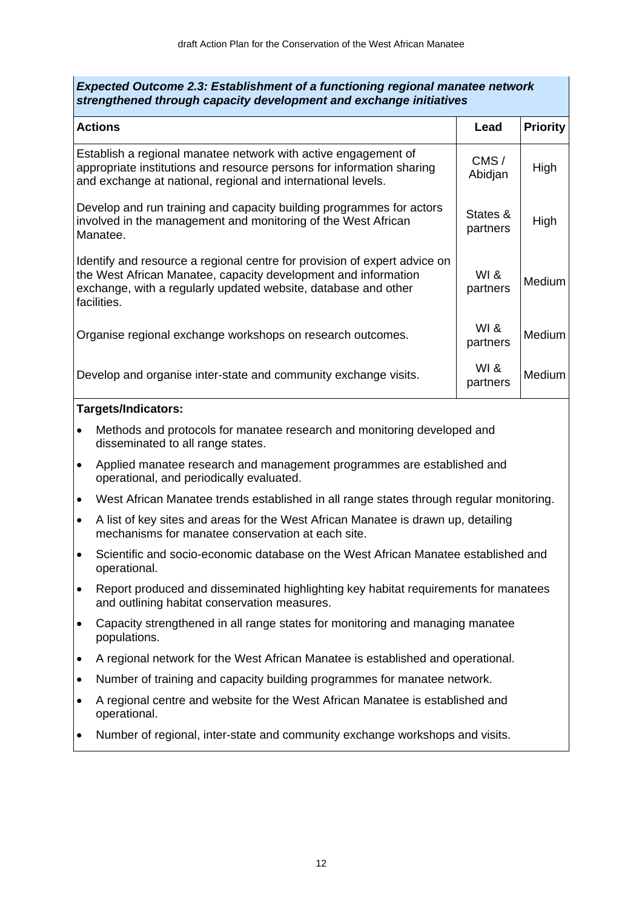***Expected Outcome 2.3: Establishment of a functioning regional manatee network strengthened through capacity development and exchange initiatives***

| Actions | Lead | Priority |
|---|---|---|
| Establish a regional manatee network with active engagement of appropriate institutions and resource persons for information sharing and exchange at national, regional and international levels. | CMS / Abidjan | High |
| Develop and run training and capacity building programmes for actors involved in the management and monitoring of the West African Manatee. | States & partners | High |
| Identify and resource a regional centre for provision of expert advice on the West African Manatee, capacity development and information exchange, with a regularly updated website, database and other facilities. | WI & partners | Medium |
| Organise regional exchange workshops on research outcomes. | WI & partners | Medium |
| Develop and organise inter-state and community exchange visits. | WI & partners | Medium |

**Targets/Indicators:**

- Methods and protocols for manatee research and monitoring developed and disseminated to all range states.
- Applied manatee research and management programmes are established and operational, and periodically evaluated.
- West African Manatee trends established in all range states through regular monitoring.
- A list of key sites and areas for the West African Manatee is drawn up, detailing mechanisms for manatee conservation at each site.
- Scientific and socio-economic database on the West African Manatee established and operational.
- Report produced and disseminated highlighting key habitat requirements for manatees and outlining habitat conservation measures.
- Capacity strengthened in all range states for monitoring and managing manatee populations.
- A regional network for the West African Manatee is established and operational.
- Number of training and capacity building programmes for manatee network.
- A regional centre and website for the West African Manatee is established and operational.
- Number of regional, inter-state and community exchange workshops and visits.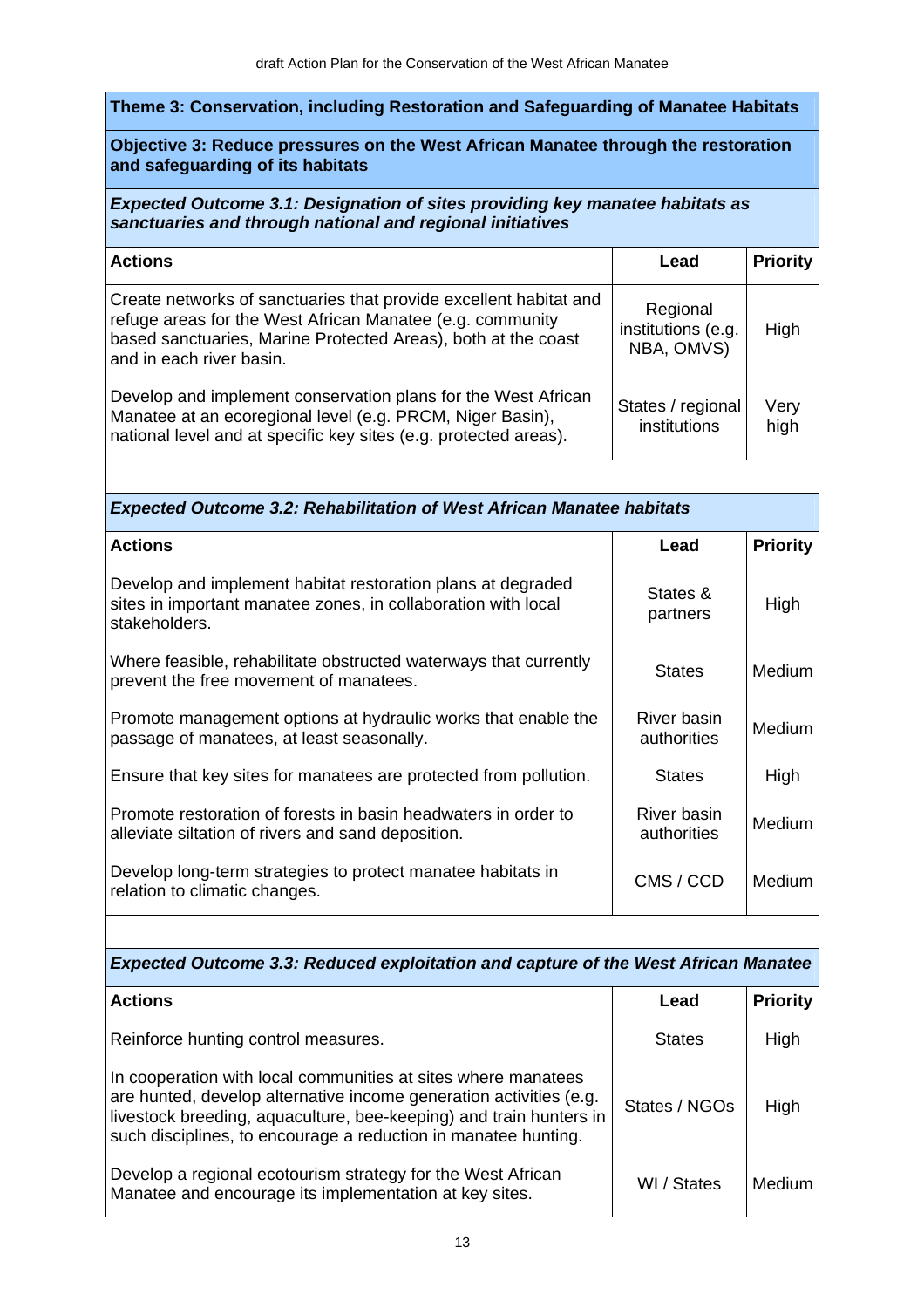### Theme 3: Conservation, including Restoration and Safeguarding of Manatee Habitats

**Objective 3: Reduce pressures on the West African Manatee through the restoration and safeguarding of its habitats**

***Expected Outcome 3.1: Designation of sites providing key manatee habitats as sanctuaries and through national and regional initiatives***

| Actions | Lead | Priority |
|---|---|---|
| Create networks of sanctuaries that provide excellent habitat and refuge areas for the West African Manatee (e.g. community based sanctuaries, Marine Protected Areas), both at the coast and in each river basin. | Regional institutions (e.g. NBA, OMVS) | High |
| Develop and implement conservation plans for the West African Manatee at an ecoregional level (e.g. PRCM, Niger Basin), national level and at specific key sites (e.g. protected areas). | States / regional institutions | Very high |

***Expected Outcome 3.2: Rehabilitation of West African Manatee habitats***

| Actions | Lead | Priority |
|---|---|---|
| Develop and implement habitat restoration plans at degraded sites in important manatee zones, in collaboration with local stakeholders. | States & partners | High |
| Where feasible, rehabilitate obstructed waterways that currently prevent the free movement of manatees. | States | Medium |
| Promote management options at hydraulic works that enable the passage of manatees, at least seasonally. | River basin authorities | Medium |
| Ensure that key sites for manatees are protected from pollution. | States | High |
| Promote restoration of forests in basin headwaters in order to alleviate siltation of rivers and sand deposition. | River basin authorities | Medium |
| Develop long-term strategies to protect manatee habitats in relation to climatic changes. | CMS / CCD | Medium |

***Expected Outcome 3.3: Reduced exploitation and capture of the West African Manatee***

| Actions | Lead | Priority |
|---|---|---|
| Reinforce hunting control measures. | States | High |
| In cooperation with local communities at sites where manatees are hunted, develop alternative income generation activities (e.g. livestock breeding, aquaculture, bee-keeping) and train hunters in such disciplines, to encourage a reduction in manatee hunting. | States / NGOs | High |
| Develop a regional ecotourism strategy for the West African Manatee and encourage its implementation at key sites. | WI / States | Medium |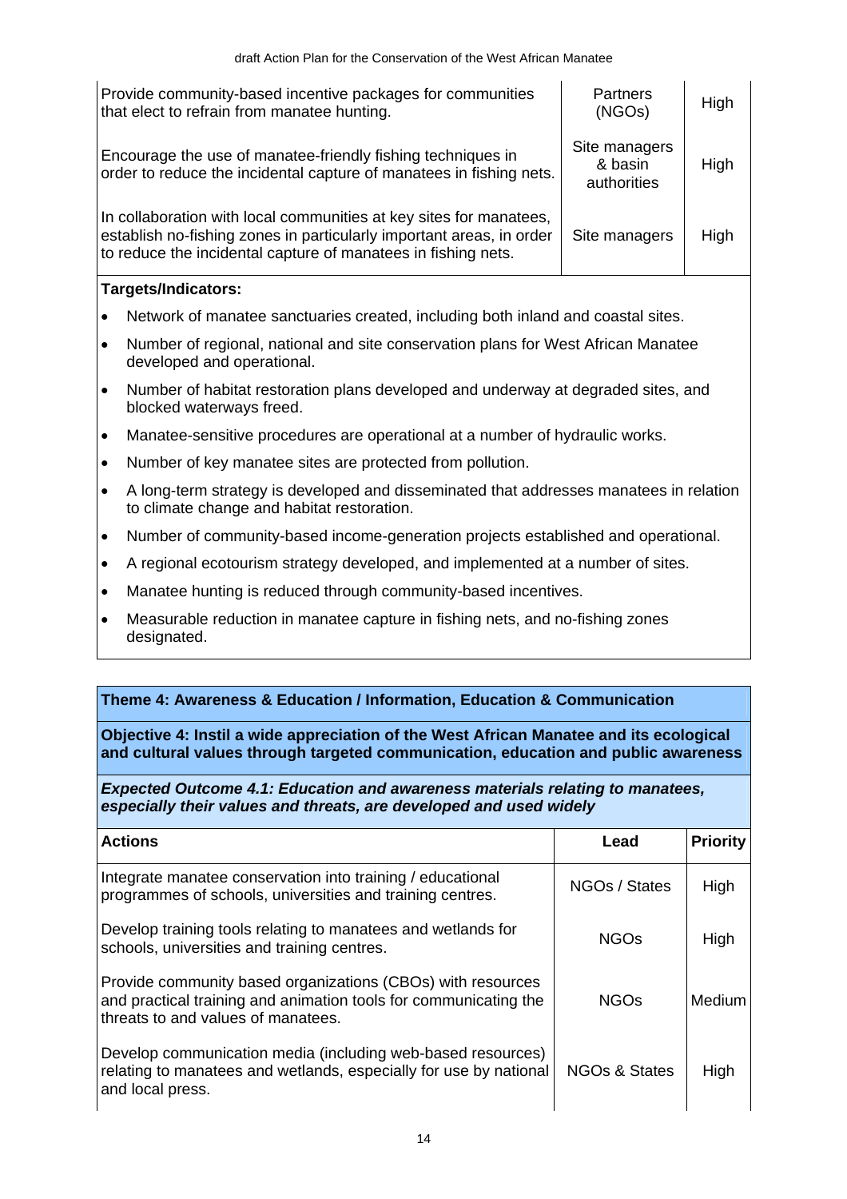| | | |
|---|---|---|
| Provide community-based incentive packages for communities that elect to refrain from manatee hunting. | Partners (NGOs) | High |
| Encourage the use of manatee-friendly fishing techniques in order to reduce the incidental capture of manatees in fishing nets. | Site managers & basin authorities | High |
| In collaboration with local communities at key sites for manatees, establish no-fishing zones in particularly important areas, in order to reduce the incidental capture of manatees in fishing nets. | Site managers | High |

**Targets/Indicators:**

- Network of manatee sanctuaries created, including both inland and coastal sites.
- Number of regional, national and site conservation plans for West African Manatee developed and operational.
- Number of habitat restoration plans developed and underway at degraded sites, and blocked waterways freed.
- Manatee-sensitive procedures are operational at a number of hydraulic works.
- Number of key manatee sites are protected from pollution.
- A long-term strategy is developed and disseminated that addresses manatees in relation to climate change and habitat restoration.
- Number of community-based income-generation projects established and operational.
- A regional ecotourism strategy developed, and implemented at a number of sites.
- Manatee hunting is reduced through community-based incentives.
- Measurable reduction in manatee capture in fishing nets, and no-fishing zones designated.

**Theme 4: Awareness & Education / Information, Education & Communication**

**Objective 4: Instil a wide appreciation of the West African Manatee and its ecological and cultural values through targeted communication, education and public awareness**

***Expected Outcome 4.1: Education and awareness materials relating to manatees, especially their values and threats, are developed and used widely***

| Actions | Lead | Priority |
|---|---|---|
| Integrate manatee conservation into training / educational programmes of schools, universities and training centres. | NGOs / States | High |
| Develop training tools relating to manatees and wetlands for schools, universities and training centres. | NGOs | High |
| Provide community based organizations (CBOs) with resources and practical training and animation tools for communicating the threats to and values of manatees. | NGOs | Medium |
| Develop communication media (including web-based resources) relating to manatees and wetlands, especially for use by national and local press. | NGOs & States | High |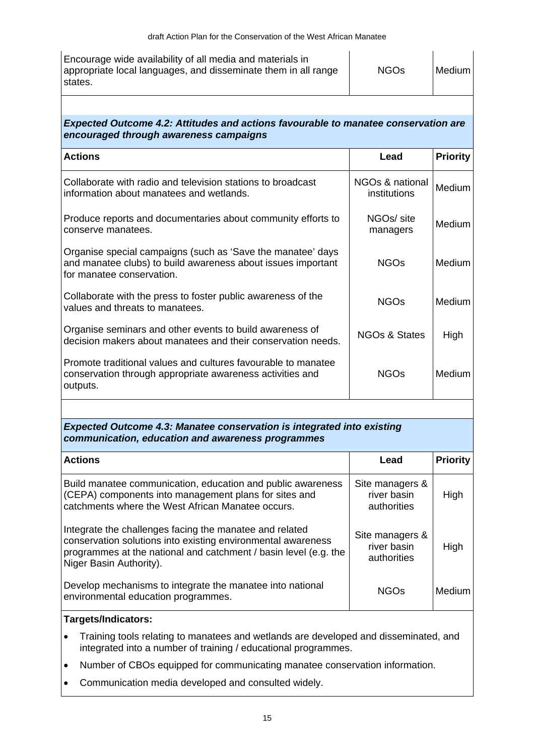| | | |
|---|---|---|
| Encourage wide availability of all media and materials in appropriate local languages, and disseminate them in all range states. | NGOs | Medium |

***Expected Outcome 4.2: Attitudes and actions favourable to manatee conservation are encouraged through awareness campaigns***

| Actions | Lead | Priority |
|---|---|---|
| Collaborate with radio and television stations to broadcast information about manatees and wetlands. | NGOs & national institutions | Medium |
| Produce reports and documentaries about community efforts to conserve manatees. | NGOs/ site managers | Medium |
| Organise special campaigns (such as 'Save the manatee' days and manatee clubs) to build awareness about issues important for manatee conservation. | NGOs | Medium |
| Collaborate with the press to foster public awareness of the values and threats to manatees. | NGOs | Medium |
| Organise seminars and other events to build awareness of decision makers about manatees and their conservation needs. | NGOs & States | High |
| Promote traditional values and cultures favourable to manatee conservation through appropriate awareness activities and outputs. | NGOs | Medium |

***Expected Outcome 4.3: Manatee conservation is integrated into existing communication, education and awareness programmes***

| Actions | Lead | Priority |
|---|---|---|
| Build manatee communication, education and public awareness (CEPA) components into management plans for sites and catchments where the West African Manatee occurs. | Site managers & river basin authorities | High |
| Integrate the challenges facing the manatee and related conservation solutions into existing environmental awareness programmes at the national and catchment / basin level (e.g. the Niger Basin Authority). | Site managers & river basin authorities | High |
| Develop mechanisms to integrate the manatee into national environmental education programmes. | NGOs | Medium |

**Targets/Indicators:**

- Training tools relating to manatees and wetlands are developed and disseminated, and integrated into a number of training / educational programmes.
- Number of CBOs equipped for communicating manatee conservation information.
- Communication media developed and consulted widely.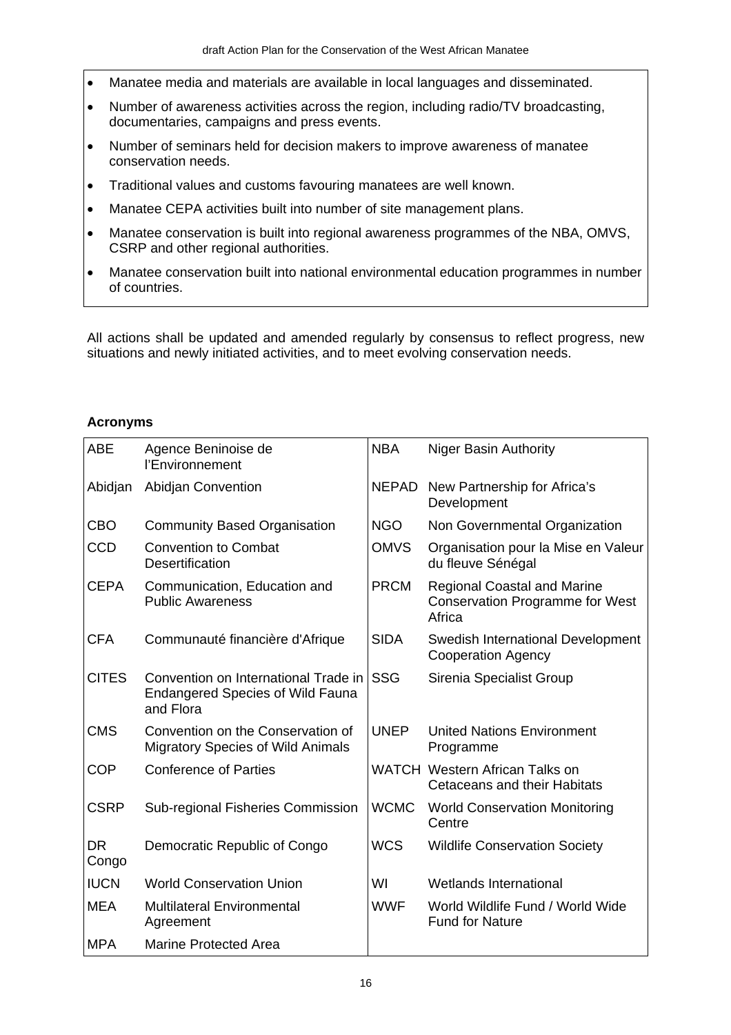- Manatee media and materials are available in local languages and disseminated.
- Number of awareness activities across the region, including radio/TV broadcasting, documentaries, campaigns and press events.
- Number of seminars held for decision makers to improve awareness of manatee conservation needs.
- Traditional values and customs favouring manatees are well known.
- Manatee CEPA activities built into number of site management plans.
- Manatee conservation is built into regional awareness programmes of the NBA, OMVS, CSRP and other regional authorities.
- Manatee conservation built into national environmental education programmes in number of countries.

All actions shall be updated and amended regularly by consensus to reflect progress, new situations and newly initiated activities, and to meet evolving conservation needs.

**Acronyms**

| | | | |
|---|---|---|---|
| ABE | Agence Beninoise de l'Environnement | NBA | Niger Basin Authority |
| Abidjan | Abidjan Convention | NEPAD | New Partnership for Africa's Development |
| CBO | Community Based Organisation | NGO | Non Governmental Organization |
| CCD | Convention to Combat Desertification | OMVS | Organisation pour la Mise en Valeur du fleuve Sénégal |
| CEPA | Communication, Education and Public Awareness | PRCM | Regional Coastal and Marine Conservation Programme for West Africa |
| CFA | Communauté financière d'Afrique | SIDA | Swedish International Development Cooperation Agency |
| CITES | Convention on International Trade in Endangered Species of Wild Fauna and Flora | SSG | Sirenia Specialist Group |
| CMS | Convention on the Conservation of Migratory Species of Wild Animals | UNEP | United Nations Environment Programme |
| COP | Conference of Parties | WATCH | Western African Talks on Cetaceans and their Habitats |
| CSRP | Sub-regional Fisheries Commission | WCMC | World Conservation Monitoring Centre |
| DR Congo | Democratic Republic of Congo | WCS | Wildlife Conservation Society |
| IUCN | World Conservation Union | WI | Wetlands International |
| MEA | Multilateral Environmental Agreement | WWF | World Wildlife Fund / World Wide Fund for Nature |
| MPA | Marine Protected Area | | |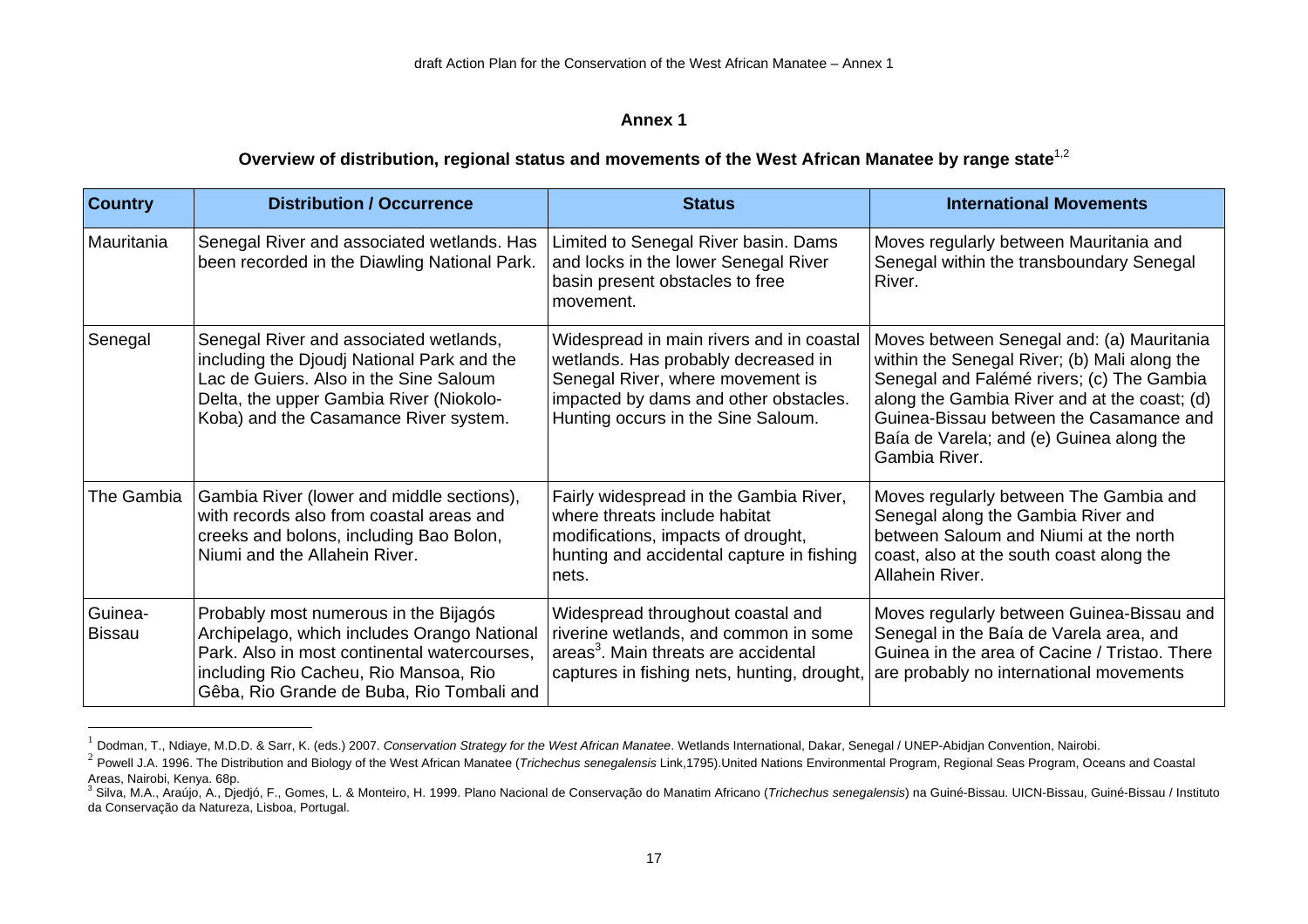# Annex 1

## Overview of distribution, regional status and movements of the West African Manatee by range state[1,2]

| Country | Distribution / Occurrence | Status | International Movements |
|---|---|---|---|
| Mauritania | Senegal River and associated wetlands. Has been recorded in the Diawling National Park. | Limited to Senegal River basin. Dams and locks in the lower Senegal River basin present obstacles to free movement. | Moves regularly between Mauritania and Senegal within the transboundary Senegal River. |
| Senegal | Senegal River and associated wetlands, including the Djoudj National Park and the Lac de Guiers. Also in the Sine Saloum Delta, the upper Gambia River (Niokolo-Koba) and the Casamance River system. | Widespread in main rivers and in coastal wetlands. Has probably decreased in Senegal River, where movement is impacted by dams and other obstacles. Hunting occurs in the Sine Saloum. | Moves between Senegal and: (a) Mauritania within the Senegal River; (b) Mali along the Senegal and Falémé rivers; (c) The Gambia along the Gambia River and at the coast; (d) Guinea-Bissau between the Casamance and Baía de Varela; and (e) Guinea along the Gambia River. |
| The Gambia | Gambia River (lower and middle sections), with records also from coastal areas and creeks and bolons, including Bao Bolon, Niumi and the Allahein River. | Fairly widespread in the Gambia River, where threats include habitat modifications, impacts of drought, hunting and accidental capture in fishing nets. | Moves regularly between The Gambia and Senegal along the Gambia River and between Saloum and Niumi at the north coast, also at the south coast along the Allahein River. |
| Guinea-Bissau | Probably most numerous in the Bijagós Archipelago, which includes Orango National Park. Also in most continental watercourses, including Rio Cacheu, Rio Mansoa, Rio Gêba, Rio Grande de Buba, Rio Tombali and | Widespread throughout coastal and riverine wetlands, and common in some areas[3]. Main threats are accidental captures in fishing nets, hunting, drought, | Moves regularly between Guinea-Bissau and Senegal in the Baía de Varela area, and Guinea in the area of Cacine / Tristao. There are probably no international movements |

[1] Dodman, T., Ndiaye, M.D.D. & Sarr, K. (eds.) 2007. *Conservation Strategy for the West African Manatee*. Wetlands International, Dakar, Senegal / UNEP-Abidjan Convention, Nairobi.

[2] Powell J.A. 1996. The Distribution and Biology of the West African Manatee (*Trichechus senegalensis* Link,1795).United Nations Environmental Program, Regional Seas Program, Oceans and Coastal Areas, Nairobi, Kenya. 68p.

[3] Silva, M.A., Araújo, A., Djedjó, F., Gomes, L. & Monteiro, H. 1999. Plano Nacional de Conservação do Manatim Africano (*Trichechus senegalensis*) na Guiné-Bissau. UICN-Bissau, Guiné-Bissau / Instituto da Conservação da Natureza, Lisboa, Portugal.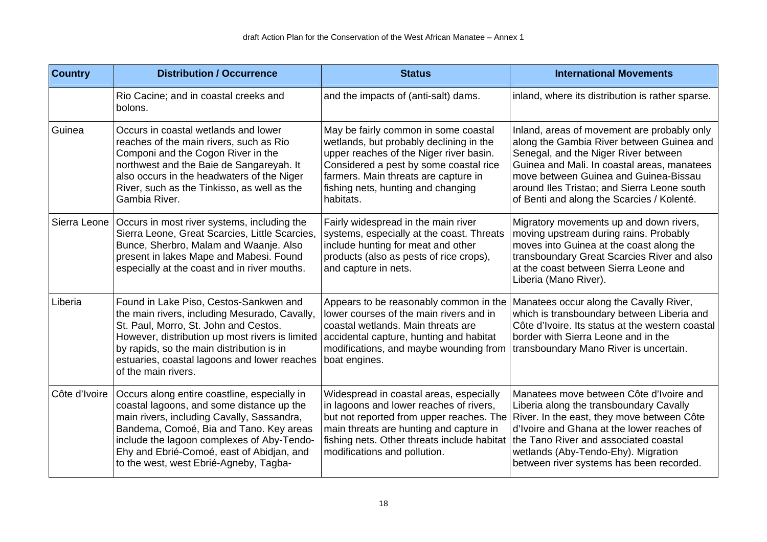| Country | Distribution / Occurrence | Status | International Movements |
|---|---|---|---|
| | Rio Cacine; and in coastal creeks and bolons. | and the impacts of (anti-salt) dams. | inland, where its distribution is rather sparse. |
| Guinea | Occurs in coastal wetlands and lower reaches of the main rivers, such as Rio Componi and the Cogon River in the northwest and the Baie de Sangareyah. It also occurs in the headwaters of the Niger River, such as the Tinkisso, as well as the Gambia River. | May be fairly common in some coastal wetlands, but probably declining in the upper reaches of the Niger river basin. Considered a pest by some coastal rice farmers. Main threats are capture in fishing nets, hunting and changing habitats. | Inland, areas of movement are probably only along the Gambia River between Guinea and Senegal, and the Niger River between Guinea and Mali. In coastal areas, manatees move between Guinea and Guinea-Bissau around Iles Tristao; and Sierra Leone south of Benti and along the Scarcies / Kolenté. |
| Sierra Leone | Occurs in most river systems, including the Sierra Leone, Great Scarcies, Little Scarcies, Bunce, Sherbro, Malam and Waanje. Also present in lakes Mape and Mabesi. Found especially at the coast and in river mouths. | Fairly widespread in the main river systems, especially at the coast. Threats include hunting for meat and other products (also as pests of rice crops), and capture in nets. | Migratory movements up and down rivers, moving upstream during rains. Probably moves into Guinea at the coast along the transboundary Great Scarcies River and also at the coast between Sierra Leone and Liberia (Mano River). |
| Liberia | Found in Lake Piso, Cestos-Sankwen and the main rivers, including Mesurado, Cavally, St. Paul, Morro, St. John and Cestos. However, distribution up most rivers is limited by rapids, so the main distribution is in estuaries, coastal lagoons and lower reaches of the main rivers. | Appears to be reasonably common in the lower courses of the main rivers and in coastal wetlands. Main threats are accidental capture, hunting and habitat modifications, and maybe wounding from boat engines. | Manatees occur along the Cavally River, which is transboundary between Liberia and Côte d'Ivoire. Its status at the western coastal border with Sierra Leone and in the transboundary Mano River is uncertain. |
| Côte d'Ivoire | Occurs along entire coastline, especially in coastal lagoons, and some distance up the main rivers, including Cavally, Sassandra, Bandema, Comoé, Bia and Tano. Key areas include the lagoon complexes of Aby-Tendo-Ehy and Ebrié-Comoé, east of Abidjan, and to the west, west Ebrié-Agneby, Tagba- | Widespread in coastal areas, especially in lagoons and lower reaches of rivers, but not reported from upper reaches. The main threats are hunting and capture in fishing nets. Other threats include habitat modifications and pollution. | Manatees move between Côte d'Ivoire and Liberia along the transboundary Cavally River. In the east, they move between Côte d'Ivoire and Ghana at the lower reaches of the Tano River and associated coastal wetlands (Aby-Tendo-Ehy). Migration between river systems has been recorded. |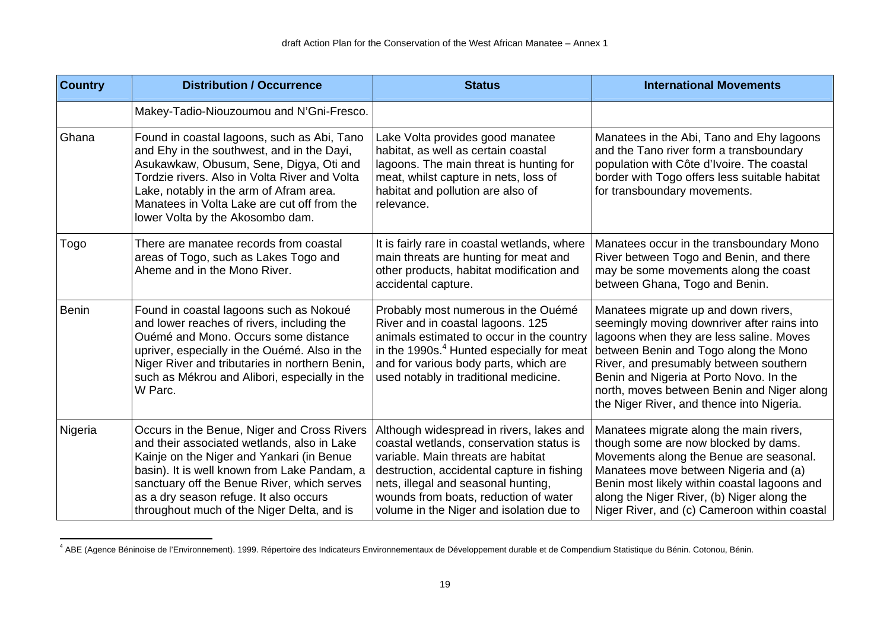| Country | Distribution / Occurrence | Status | International Movements |
|---|---|---|---|
| | Makey-Tadio-Niouzoumou and N'Gni-Fresco. | | |
| Ghana | Found in coastal lagoons, such as Abi, Tano and Ehy in the southwest, and in the Dayi, Asukawkaw, Obusum, Sene, Digya, Oti and Tordzie rivers. Also in Volta River and Volta Lake, notably in the arm of Afram area. Manatees in Volta Lake are cut off from the lower Volta by the Akosombo dam. | Lake Volta provides good manatee habitat, as well as certain coastal lagoons. The main threat is hunting for meat, whilst capture in nets, loss of habitat and pollution are also of relevance. | Manatees in the Abi, Tano and Ehy lagoons and the Tano river form a transboundary population with Côte d'Ivoire. The coastal border with Togo offers less suitable habitat for transboundary movements. |
| Togo | There are manatee records from coastal areas of Togo, such as Lakes Togo and Aheme and in the Mono River. | It is fairly rare in coastal wetlands, where main threats are hunting for meat and other products, habitat modification and accidental capture. | Manatees occur in the transboundary Mono River between Togo and Benin, and there may be some movements along the coast between Ghana, Togo and Benin. |
| Benin | Found in coastal lagoons such as Nokoué and lower reaches of rivers, including the Ouémé and Mono. Occurs some distance upriver, especially in the Ouémé. Also in the Niger River and tributaries in northern Benin, such as Mékrou and Alibori, especially in the W Parc. | Probably most numerous in the Ouémé River and in coastal lagoons. 125 animals estimated to occur in the country in the 1990s.[4] Hunted especially for meat and for various body parts, which are used notably in traditional medicine. | Manatees migrate up and down rivers, seemingly moving downriver after rains into lagoons when they are less saline. Moves between Benin and Togo along the Mono River, and presumably between southern Benin and Nigeria at Porto Novo. In the north, moves between Benin and Niger along the Niger River, and thence into Nigeria. |
| Nigeria | Occurs in the Benue, Niger and Cross Rivers and their associated wetlands, also in Lake Kainje on the Niger and Yankari (in Benue basin). It is well known from Lake Pandam, a sanctuary off the Benue River, which serves as a dry season refuge. It also occurs throughout much of the Niger Delta, and is | Although widespread in rivers, lakes and coastal wetlands, conservation status is variable. Main threats are habitat destruction, accidental capture in fishing nets, illegal and seasonal hunting, wounds from boats, reduction of water volume in the Niger and isolation due to | Manatees migrate along the main rivers, though some are now blocked by dams. Movements along the Benue are seasonal. Manatees move between Nigeria and (a) Benin most likely within coastal lagoons and along the Niger River, (b) Niger along the Niger River, and (c) Cameroon within coastal |

[4] ABE (Agence Béninoise de l'Environnement). 1999. Répertoire des Indicateurs Environnementaux de Développement durable et de Compendium Statistique du Bénin. Cotonou, Bénin.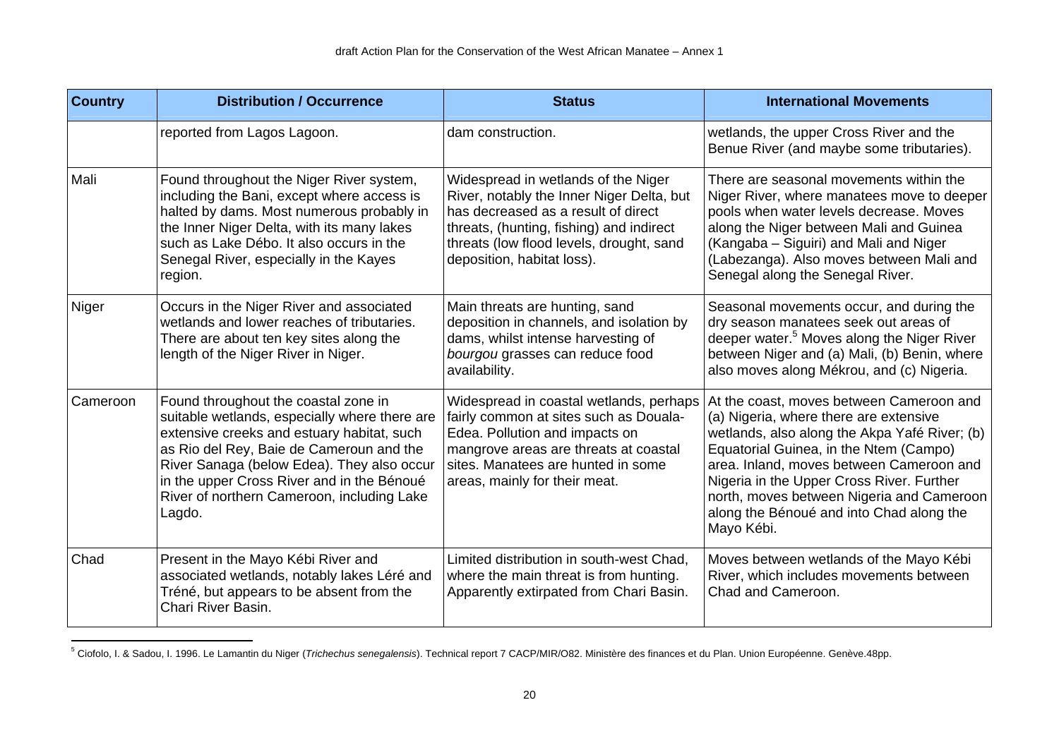| Country | Distribution / Occurrence | Status | International Movements |
|---|---|---|---|
| | reported from Lagos Lagoon. | dam construction. | wetlands, the upper Cross River and the Benue River (and maybe some tributaries). |
| Mali | Found throughout the Niger River system, including the Bani, except where access is halted by dams. Most numerous probably in the Inner Niger Delta, with its many lakes such as Lake Débo. It also occurs in the Senegal River, especially in the Kayes region. | Widespread in wetlands of the Niger River, notably the Inner Niger Delta, but has decreased as a result of direct threats, (hunting, fishing) and indirect threats (low flood levels, drought, sand deposition, habitat loss). | There are seasonal movements within the Niger River, where manatees move to deeper pools when water levels decrease. Moves along the Niger between Mali and Guinea (Kangaba – Siguiri) and Mali and Niger (Labezanga). Also moves between Mali and Senegal along the Senegal River. |
| Niger | Occurs in the Niger River and associated wetlands and lower reaches of tributaries. There are about ten key sites along the length of the Niger River in Niger. | Main threats are hunting, sand deposition in channels, and isolation by dams, whilst intense harvesting of *bourgou* grasses can reduce food availability. | Seasonal movements occur, and during the dry season manatees seek out areas of deeper water.[5] Moves along the Niger River between Niger and (a) Mali, (b) Benin, where also moves along Mékrou, and (c) Nigeria. |
| Cameroon | Found throughout the coastal zone in suitable wetlands, especially where there are extensive creeks and estuary habitat, such as Rio del Rey, Baie de Cameroun and the River Sanaga (below Edea). They also occur in the upper Cross River and in the Bénoué River of northern Cameroon, including Lake Lagdo. | Widespread in coastal wetlands, perhaps fairly common at sites such as Douala-Edea. Pollution and impacts on mangrove areas are threats at coastal sites. Manatees are hunted in some areas, mainly for their meat. | At the coast, moves between Cameroon and (a) Nigeria, where there are extensive wetlands, also along the Akpa Yafé River; (b) Equatorial Guinea, in the Ntem (Campo) area. Inland, moves between Cameroon and Nigeria in the Upper Cross River. Further north, moves between Nigeria and Cameroon along the Bénoué and into Chad along the Mayo Kébi. |
| Chad | Present in the Mayo Kébi River and associated wetlands, notably lakes Léré and Tréné, but appears to be absent from the Chari River Basin. | Limited distribution in south-west Chad, where the main threat is from hunting. Apparently extirpated from Chari Basin. | Moves between wetlands of the Mayo Kébi River, which includes movements between Chad and Cameroon. |

[5] Ciofolo, I. & Sadou, I. 1996. Le Lamantin du Niger (*Trichechus senegalensis*). Technical report 7 CACP/MIR/O82. Ministère des finances et du Plan. Union Européenne. Genève.48pp.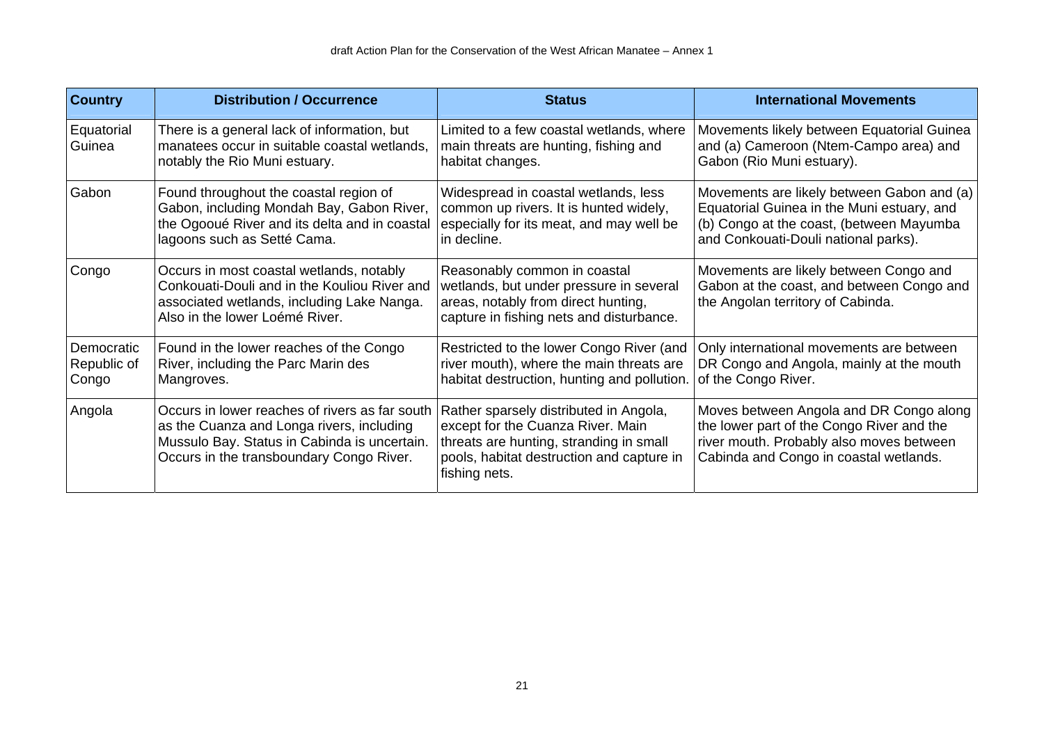| Country | Distribution / Occurrence | Status | International Movements |
|---|---|---|---|
| Equatorial Guinea | There is a general lack of information, but manatees occur in suitable coastal wetlands, notably the Rio Muni estuary. | Limited to a few coastal wetlands, where main threats are hunting, fishing and habitat changes. | Movements likely between Equatorial Guinea and (a) Cameroon (Ntem-Campo area) and Gabon (Rio Muni estuary). |
| Gabon | Found throughout the coastal region of Gabon, including Mondah Bay, Gabon River, the Ogooué River and its delta and in coastal lagoons such as Setté Cama. | Widespread in coastal wetlands, less common up rivers. It is hunted widely, especially for its meat, and may well be in decline. | Movements are likely between Gabon and (a) Equatorial Guinea in the Muni estuary, and (b) Congo at the coast, (between Mayumba and Conkouati-Douli national parks). |
| Congo | Occurs in most coastal wetlands, notably Conkouati-Douli and in the Kouliou River and associated wetlands, including Lake Nanga. Also in the lower Loémé River. | Reasonably common in coastal wetlands, but under pressure in several areas, notably from direct hunting, capture in fishing nets and disturbance. | Movements are likely between Congo and Gabon at the coast, and between Congo and the Angolan territory of Cabinda. |
| Democratic Republic of Congo | Found in the lower reaches of the Congo River, including the Parc Marin des Mangroves. | Restricted to the lower Congo River (and river mouth), where the main threats are habitat destruction, hunting and pollution. | Only international movements are between DR Congo and Angola, mainly at the mouth of the Congo River. |
| Angola | Occurs in lower reaches of rivers as far south as the Cuanza and Longa rivers, including Mussulo Bay. Status in Cabinda is uncertain. Occurs in the transboundary Congo River. | Rather sparsely distributed in Angola, except for the Cuanza River. Main threats are hunting, stranding in small pools, habitat destruction and capture in fishing nets. | Moves between Angola and DR Congo along the lower part of the Congo River and the river mouth. Probably also moves between Cabinda and Congo in coastal wetlands. |